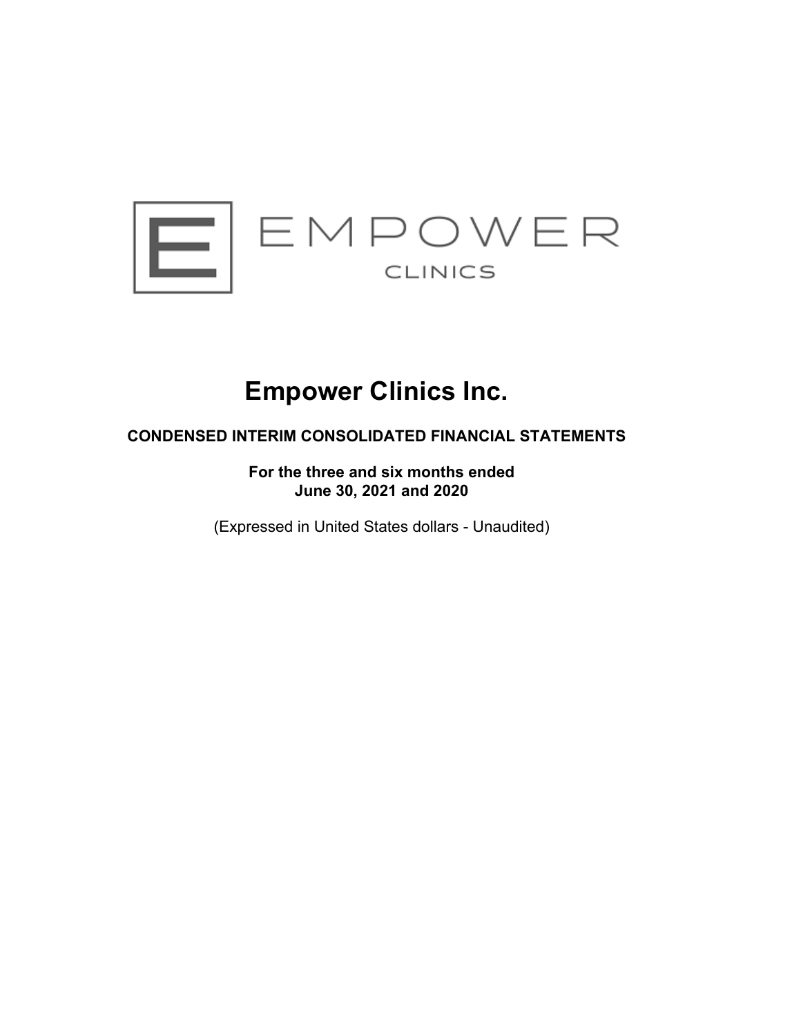EMPOWER

CLINICS

# Empower Clinics Inc.

**CONDENSED INTERIM CONSOLIDATED FINANCIAL STATEMENTS**

**For the three and six months ended**
**June 30, 2021 and 2020**

(Expressed in United States dollars - Unaudited)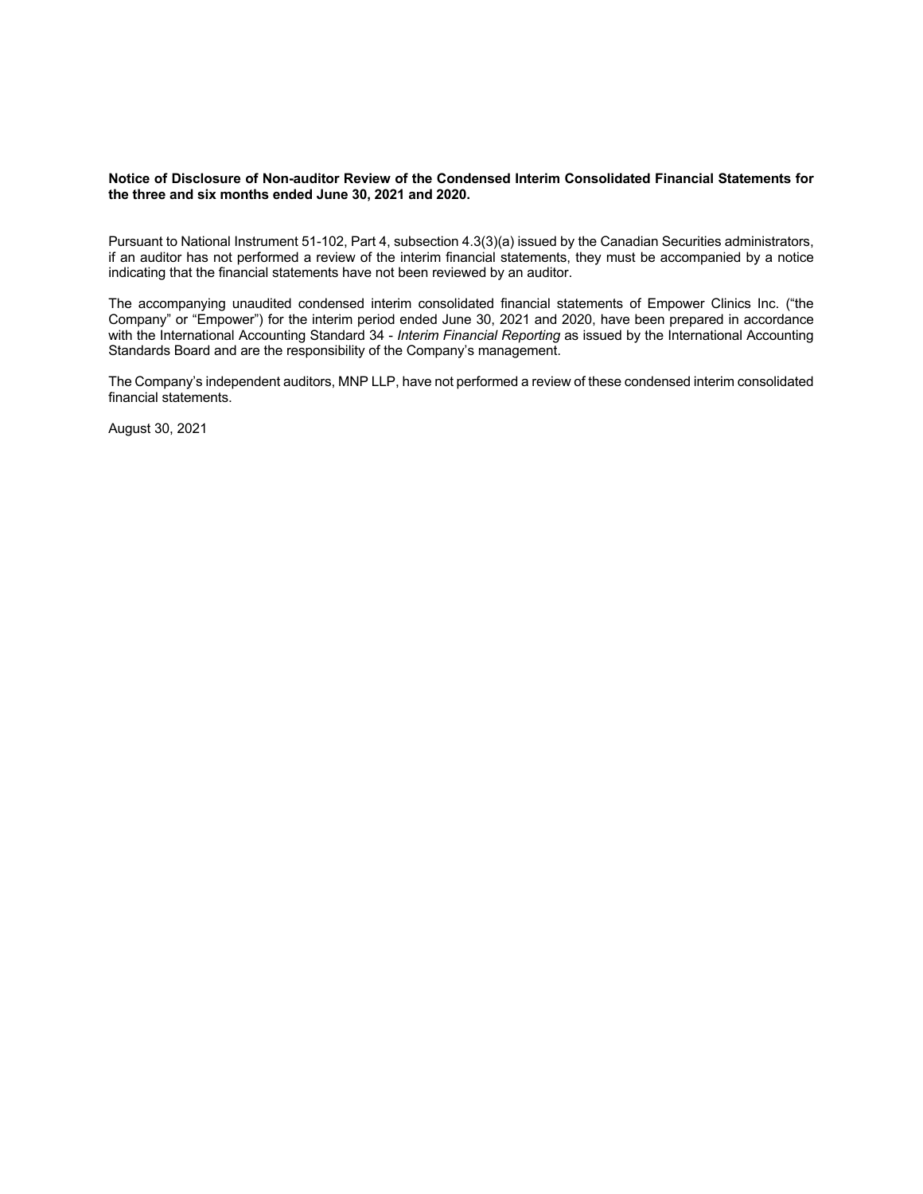**Notice of Disclosure of Non-auditor Review of the Condensed Interim Consolidated Financial Statements for the three and six months ended June 30, 2021 and 2020.**

Pursuant to National Instrument 51-102, Part 4, subsection 4.3(3)(a) issued by the Canadian Securities administrators, if an auditor has not performed a review of the interim financial statements, they must be accompanied by a notice indicating that the financial statements have not been reviewed by an auditor.

The accompanying unaudited condensed interim consolidated financial statements of Empower Clinics Inc. ("the Company" or "Empower") for the interim period ended June 30, 2021 and 2020, have been prepared in accordance with the International Accounting Standard 34 - *Interim Financial Reporting* as issued by the International Accounting Standards Board and are the responsibility of the Company's management.

The Company's independent auditors, MNP LLP, have not performed a review of these condensed interim consolidated financial statements.

August 30, 2021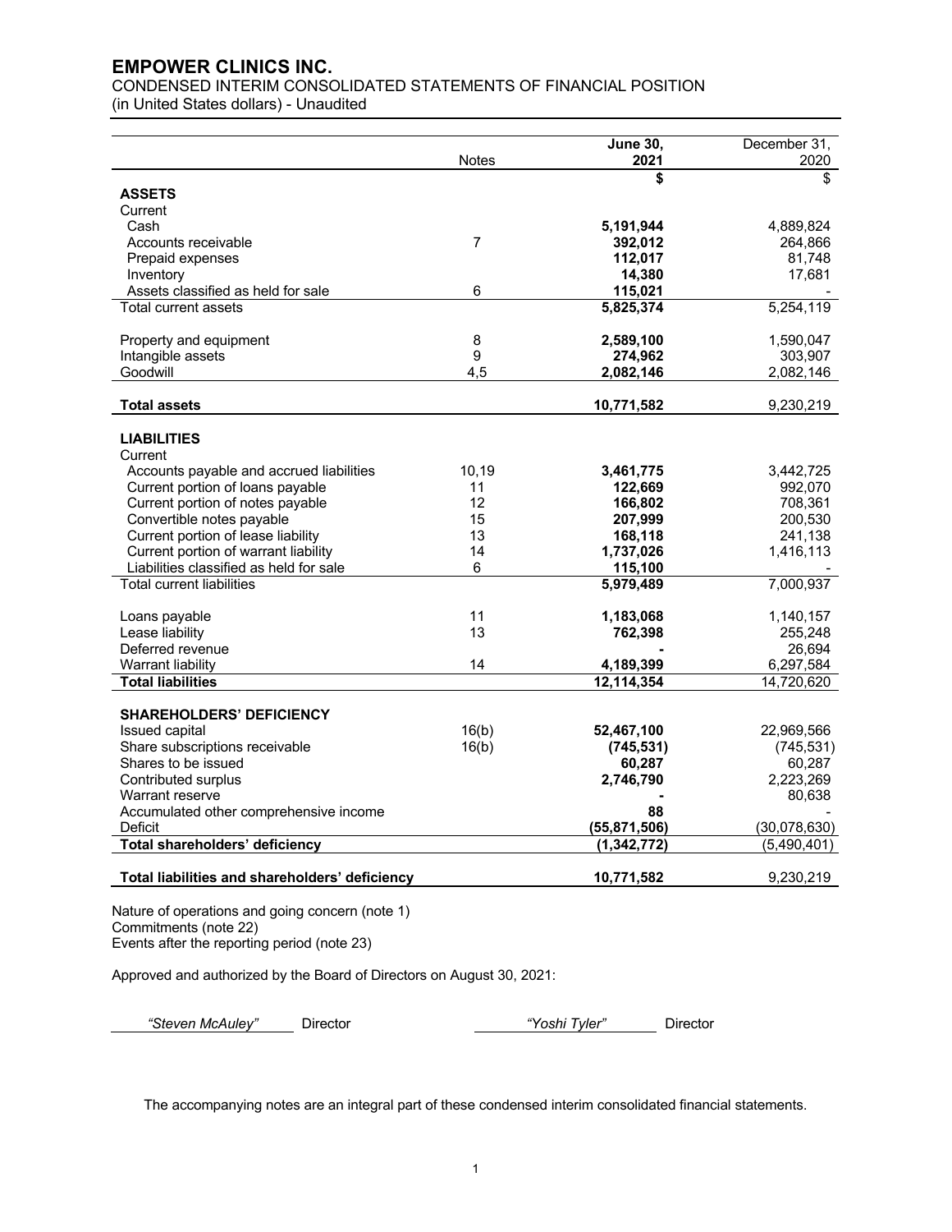# EMPOWER CLINICS INC.

CONDENSED INTERIM CONSOLIDATED STATEMENTS OF FINANCIAL POSITION
(in United States dollars) - Unaudited

| | Notes | **June 30, 2021** | December 31, 2020 |
|---|---|---|---|
| | | **$** | $ |
| **ASSETS** | | | |
| Current | | | |
| Cash | | **5,191,944** | 4,889,824 |
| Accounts receivable | 7 | **392,012** | 264,866 |
| Prepaid expenses | | **112,017** | 81,748 |
| Inventory | | **14,380** | 17,681 |
| Assets classified as held for sale | 6 | **115,021** | - |
| Total current assets | | **5,825,374** | 5,254,119 |
| | | | |
| Property and equipment | 8 | **2,589,100** | 1,590,047 |
| Intangible assets | 9 | **274,962** | 303,907 |
| Goodwill | 4,5 | **2,082,146** | 2,082,146 |
| | | | |
| **Total assets** | | **10,771,582** | 9,230,219 |
| | | | |
| **LIABILITIES** | | | |
| Current | | | |
| Accounts payable and accrued liabilities | 10,19 | **3,461,775** | 3,442,725 |
| Current portion of loans payable | 11 | **122,669** | 992,070 |
| Current portion of notes payable | 12 | **166,802** | 708,361 |
| Convertible notes payable | 15 | **207,999** | 200,530 |
| Current portion of lease liability | 13 | **168,118** | 241,138 |
| Current portion of warrant liability | 14 | **1,737,026** | 1,416,113 |
| Liabilities classified as held for sale | 6 | **115,100** | - |
| Total current liabilities | | **5,979,489** | 7,000,937 |
| | | | |
| Loans payable | 11 | **1,183,068** | 1,140,157 |
| Lease liability | 13 | **762,398** | 255,248 |
| Deferred revenue | | **-** | 26,694 |
| Warrant liability | 14 | **4,189,399** | 6,297,584 |
| **Total liabilities** | | **12,114,354** | 14,720,620 |
| | | | |
| **SHAREHOLDERS' DEFICIENCY** | | | |
| Issued capital | 16(b) | **52,467,100** | 22,969,566 |
| Share subscriptions receivable | 16(b) | **(745,531)** | (745,531) |
| Shares to be issued | | **60,287** | 60,287 |
| Contributed surplus | | **2,746,790** | 2,223,269 |
| Warrant reserve | | **-** | 80,638 |
| Accumulated other comprehensive income | | **88** | - |
| Deficit | | **(55,871,506)** | (30,078,630) |
| **Total shareholders' deficiency** | | **(1,342,772)** | (5,490,401) |
| | | | |
| **Total liabilities and shareholders' deficiency** | | **10,771,582** | 9,230,219 |

Nature of operations and going concern (note 1)
Commitments (note 22)
Events after the reporting period (note 23)

Approved and authorized by the Board of Directors on August 30, 2021:

*"Steven McAuley"* Director          *"Yoshi Tyler"* Director

The accompanying notes are an integral part of these condensed interim consolidated financial statements.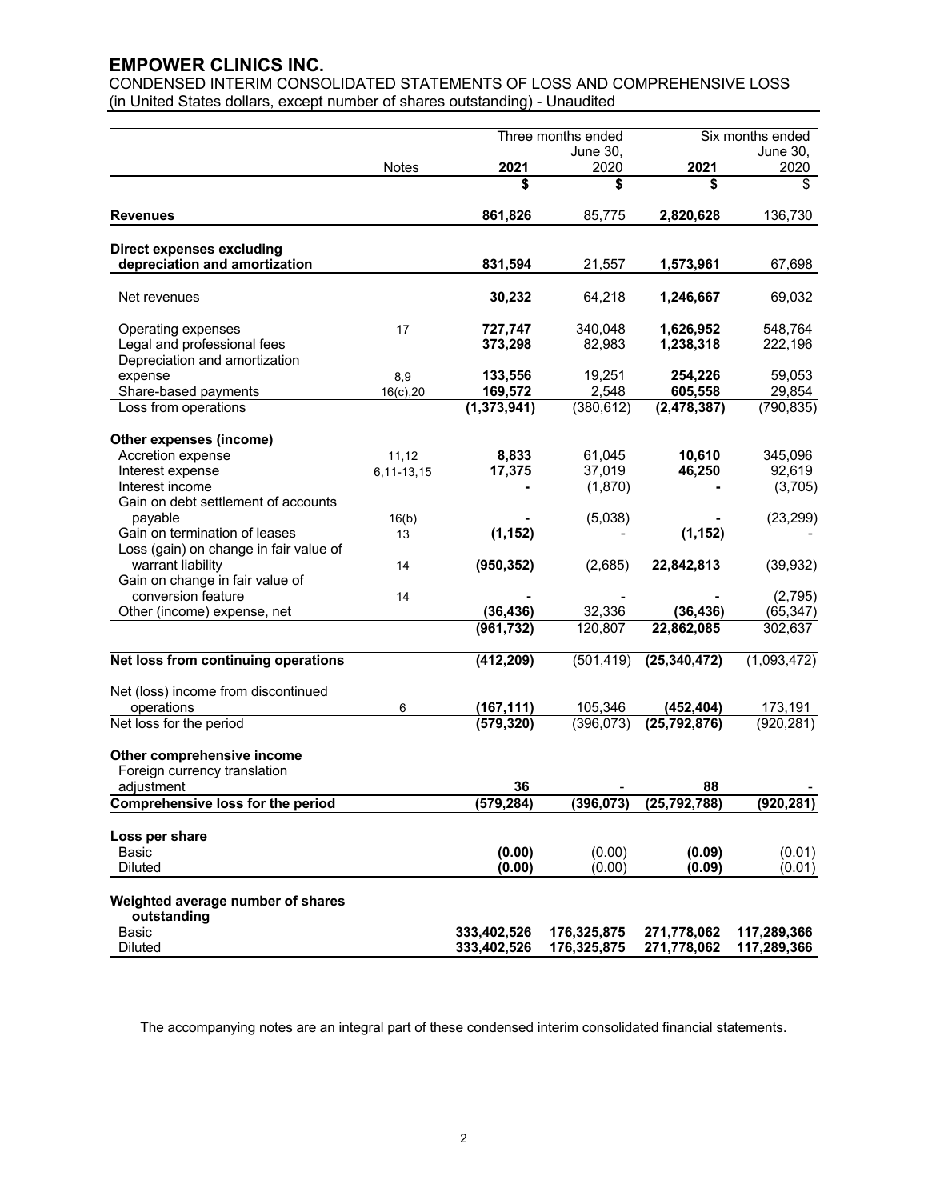# EMPOWER CLINICS INC.

CONDENSED INTERIM CONSOLIDATED STATEMENTS OF LOSS AND COMPREHENSIVE LOSS
(in United States dollars, except number of shares outstanding) - Unaudited

| | Notes | Three months ended June 30, 2021 | Three months ended June 30, 2020 | Six months ended June 30, 2021 | Six months ended June 30, 2020 |
|---|---|---|---|---|---|
| | | **$** | **$** | **$** | $ |
| **Revenues** | | **861,826** | 85,775 | **2,820,628** | 136,730 |
| **Direct expenses excluding depreciation and amortization** | | **831,594** | 21,557 | **1,573,961** | 67,698 |
| Net revenues | | **30,232** | 64,218 | **1,246,667** | 69,032 |
| Operating expenses | 17 | **727,747** | 340,048 | **1,626,952** | 548,764 |
| Legal and professional fees | | **373,298** | 82,983 | **1,238,318** | 222,196 |
| Depreciation and amortization expense | 8,9 | **133,556** | 19,251 | **254,226** | 59,053 |
| Share-based payments | 16(c),20 | **169,572** | 2,548 | **605,558** | 29,854 |
| Loss from operations | | **(1,373,941)** | (380,612) | **(2,478,387)** | (790,835) |
| **Other expenses (income)** | | | | | |
| Accretion expense | 11,12 | **8,833** | 61,045 | **10,610** | 345,096 |
| Interest expense | 6,11-13,15 | **17,375** | 37,019 | **46,250** | 92,619 |
| Interest income | | **-** | (1,870) | **-** | (3,705) |
| Gain on debt settlement of accounts payable | 16(b) | **-** | (5,038) | **-** | (23,299) |
| Gain on termination of leases | 13 | **(1,152)** | - | **(1,152)** | - |
| Loss (gain) on change in fair value of warrant liability | 14 | **(950,352)** | (2,685) | **22,842,813** | (39,932) |
| Gain on change in fair value of conversion feature | 14 | **-** | - | **-** | (2,795) |
| Other (income) expense, net | | **(36,436)** | 32,336 | **(36,436)** | (65,347) |
| | | **(961,732)** | 120,807 | **22,862,085** | 302,637 |
| **Net loss from continuing operations** | | **(412,209)** | (501,419) | **(25,340,472)** | (1,093,472) |
| Net (loss) income from discontinued operations | 6 | **(167,111)** | 105,346 | **(452,404)** | 173,191 |
| Net loss for the period | | **(579,320)** | (396,073) | **(25,792,876)** | (920,281) |
| **Other comprehensive income** | | | | | |
| Foreign currency translation adjustment | | **36** | - | **88** | - |
| **Comprehensive loss for the period** | | **(579,284)** | **(396,073)** | **(25,792,788)** | **(920,281)** |
| **Loss per share** | | | | | |
| Basic | | **(0.00)** | (0.00) | **(0.09)** | (0.01) |
| Diluted | | **(0.00)** | (0.00) | **(0.09)** | (0.01) |
| **Weighted average number of shares outstanding** | | | | | |
| Basic | | **333,402,526** | **176,325,875** | **271,778,062** | **117,289,366** |
| Diluted | | **333,402,526** | **176,325,875** | **271,778,062** | **117,289,366** |

The accompanying notes are an integral part of these condensed interim consolidated financial statements.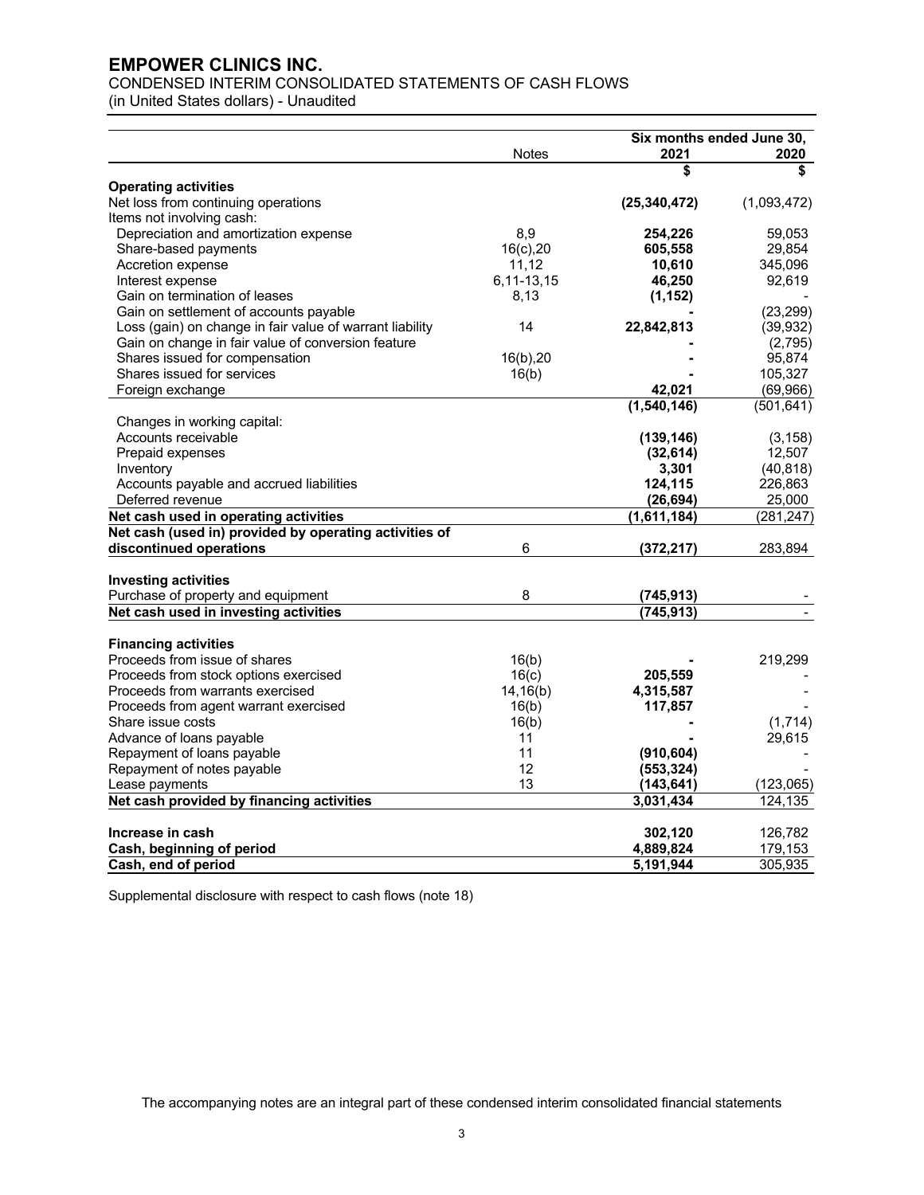# EMPOWER CLINICS INC.

CONDENSED INTERIM CONSOLIDATED STATEMENTS OF CASH FLOWS

(in United States dollars) - Unaudited

| | Notes | Six months ended June 30, 2021 | 2020 |
|---|---|---|---|
| | | **$** | **$** |
| **Operating activities** | | | |
| Net loss from continuing operations | | **(25,340,472)** | (1,093,472) |
| Items not involving cash: | | | |
| Depreciation and amortization expense | 8,9 | **254,226** | 59,053 |
| Share-based payments | 16(c),20 | **605,558** | 29,854 |
| Accretion expense | 11,12 | **10,610** | 345,096 |
| Interest expense | 6,11-13,15 | **46,250** | 92,619 |
| Gain on termination of leases | 8,13 | **(1,152)** | - |
| Gain on settlement of accounts payable | | **-** | (23,299) |
| Loss (gain) on change in fair value of warrant liability | 14 | **22,842,813** | (39,932) |
| Gain on change in fair value of conversion feature | | **-** | (2,795) |
| Shares issued for compensation | 16(b),20 | **-** | 95,874 |
| Shares issued for services | 16(b) | **-** | 105,327 |
| Foreign exchange | | **42,021** | (69,966) |
| | | **(1,540,146)** | (501,641) |
| Changes in working capital: | | | |
| Accounts receivable | | **(139,146)** | (3,158) |
| Prepaid expenses | | **(32,614)** | 12,507 |
| Inventory | | **3,301** | (40,818) |
| Accounts payable and accrued liabilities | | **124,115** | 226,863 |
| Deferred revenue | | **(26,694)** | 25,000 |
| **Net cash used in operating activities** | | **(1,611,184)** | (281,247) |
| **Net cash (used in) provided by operating activities of discontinued operations** | 6 | **(372,217)** | 283,894 |
| | | | |
| **Investing activities** | | | |
| Purchase of property and equipment | 8 | **(745,913)** | - |
| **Net cash used in investing activities** | | **(745,913)** | - |
| | | | |
| **Financing activities** | | | |
| Proceeds from issue of shares | 16(b) | **-** | 219,299 |
| Proceeds from stock options exercised | 16(c) | **205,559** | - |
| Proceeds from warrants exercised | 14,16(b) | **4,315,587** | - |
| Proceeds from agent warrant exercised | 16(b) | **117,857** | - |
| Share issue costs | 16(b) | **-** | (1,714) |
| Advance of loans payable | 11 | **-** | 29,615 |
| Repayment of loans payable | 11 | **(910,604)** | - |
| Repayment of notes payable | 12 | **(553,324)** | - |
| Lease payments | 13 | **(143,641)** | (123,065) |
| **Net cash provided by financing activities** | | **3,031,434** | 124,135 |
| | | | |
| **Increase in cash** | | **302,120** | 126,782 |
| **Cash, beginning of period** | | **4,889,824** | 179,153 |
| **Cash, end of period** | | **5,191,944** | 305,935 |

Supplemental disclosure with respect to cash flows (note 18)

The accompanying notes are an integral part of these condensed interim consolidated financial statements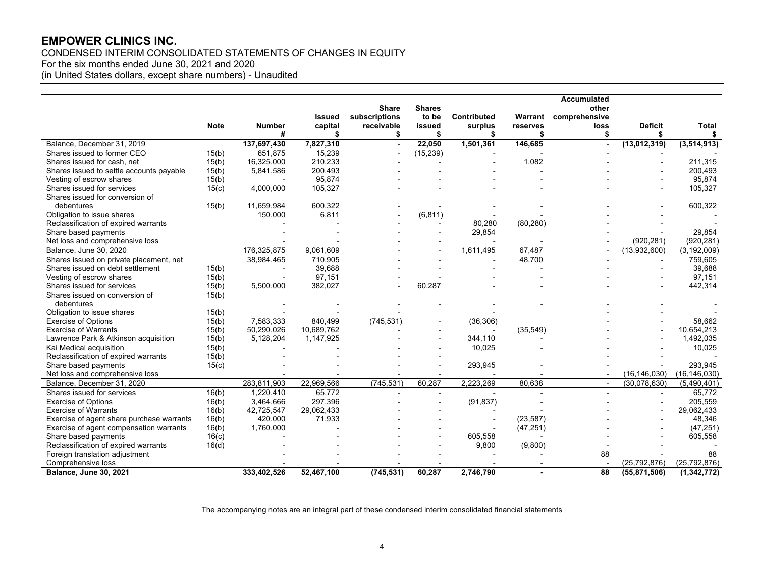# EMPOWER CLINICS INC.

CONDENSED INTERIM CONSOLIDATED STATEMENTS OF CHANGES IN EQUITY
For the six months ended June 30, 2021 and 2020
(in United States dollars, except share numbers) - Unaudited

| | Note | Number # | Issued capital $ | Share subscriptions receivable $ | Shares to be issued $ | Contributed surplus $ | Warrant reserves $ | Accumulated other comprehensive loss $ | Deficit $ | Total $ |
|---|---|---|---|---|---|---|---|---|---|---|
| Balance, December 31, 2019 | | **137,697,430** | **7,827,310** | - | **22,050** | **1,501,361** | **146,685** | - | **(13,012,319)** | **(3,514,913)** |
| Shares issued to former CEO | 15(b) | 651,875 | 15,239 | - | (15,239) | - | - | - | - | - |
| Shares issued for cash, net | 15(b) | 16,325,000 | 210,233 | - | - | - | 1,082 | - | - | 211,315 |
| Shares issued to settle accounts payable | 15(b) | 5,841,586 | 200,493 | - | - | - | - | - | - | 200,493 |
| Vesting of escrow shares | 15(b) | - | 95,874 | - | - | - | - | - | - | 95,874 |
| Shares issued for services | 15(c) | 4,000,000 | 105,327 | - | - | - | - | - | - | 105,327 |
| Shares issued for conversion of debentures | 15(b) | 11,659,984 | 600,322 | - | - | - | - | - | - | 600,322 |
| Obligation to issue shares | | 150,000 | 6,811 | - | (6,811) | - | - | - | - | - |
| Reclassification of expired warrants | | - | - | - | - | 80,280 | (80,280) | - | - | - |
| Share based payments | | - | - | - | - | 29,854 | | - | - | 29,854 |
| Net loss and comprehensive loss | | - | - | - | - | - | - | - | (920,281) | (920,281) |
| Balance, June 30, 2020 | | 176,325,875 | 9,061,609 | - | - | 1,611,495 | 67,487 | - | (13,932,600) | (3,192,009) |
| Shares issued on private placement, net | | 38,984,465 | 710,905 | - | - | - | 48,700 | - | - | 759,605 |
| Shares issued on debt settlement | 15(b) | - | 39,688 | - | - | - | - | - | - | 39,688 |
| Vesting of escrow shares | 15(b) | - | 97,151 | - | - | - | - | - | - | 97,151 |
| Shares issued for services | 15(b) | 5,500,000 | 382,027 | - | 60,287 | | - | - | - | 442,314 |
| Shares issued on conversion of debentures | 15(b) | - | - | - | - | - | - | - | - | - |
| Obligation to issue shares | 15(b) | - | - | - | - | - | | - | - | - |
| Exercise of Options | 15(b) | 7,583,333 | 840,499 | (745,531) | - | (36,306) | | - | - | 58,662 |
| Exercise of Warrants | 15(b) | 50,290,026 | 10,689,762 | - | - | - | (35,549) | - | - | 10,654,213 |
| Lawrence Park & Atkinson acquisition | 15(b) | 5,128,204 | 1,147,925 | - | - | 344,110 | - | - | - | 1,492,035 |
| Kai Medical acquisition | 15(b) | - | - | - | - | 10,025 | - | - | - | 10,025 |
| Reclassification of expired warrants | 15(b) | - | - | - | - | | | - | - | - |
| Share based payments | 15(c) | - | - | - | - | 293,945 | - | - | - | 293,945 |
| Net loss and comprehensive loss | | - | - | - | - | - | - | - | (16,146,030) | (16,146,030) |
| Balance, December 31, 2020 | | 283,811,903 | 22,969,566 | (745,531) | 60,287 | 2,223,269 | 80,638 | - | (30,078,630) | (5,490,401) |
| Shares issued for services | 16(b) | 1,220,410 | 65,772 | - | - | - | - | - | - | 65,772 |
| Exercise of Options | 16(b) | 3,464,666 | 297,396 | - | - | (91,837) | - | - | - | 205,559 |
| Exercise of Warrants | 16(b) | 42,725,547 | 29,062,433 | - | - | - | - | - | - | 29,062,433 |
| Exercise of agent share purchase warrants | 16(b) | 420,000 | 71,933 | - | - | - | (23,587) | - | - | 48,346 |
| Exercise of agent compensation warrants | 16(b) | 1,760,000 | - | - | - | - | (47,251) | - | - | (47,251) |
| Share based payments | 16(c) | - | - | - | - | 605,558 | - | - | - | 605,558 |
| Reclassification of expired warrants | 16(d) | - | - | - | - | 9,800 | (9,800) | - | - | - |
| Foreign translation adjustment | | - | - | - | - | - | - | 88 | - | 88 |
| Comprehensive loss | | - | - | - | - | - | - | - | (25,792,876) | (25,792,876) |
| **Balance, June 30, 2021** | | **333,402,526** | **52,467,100** | **(745,531)** | **60,287** | **2,746,790** | **-** | **88** | **(55,871,506)** | **(1,342,772)** |

The accompanying notes are an integral part of these condensed interim consolidated financial statements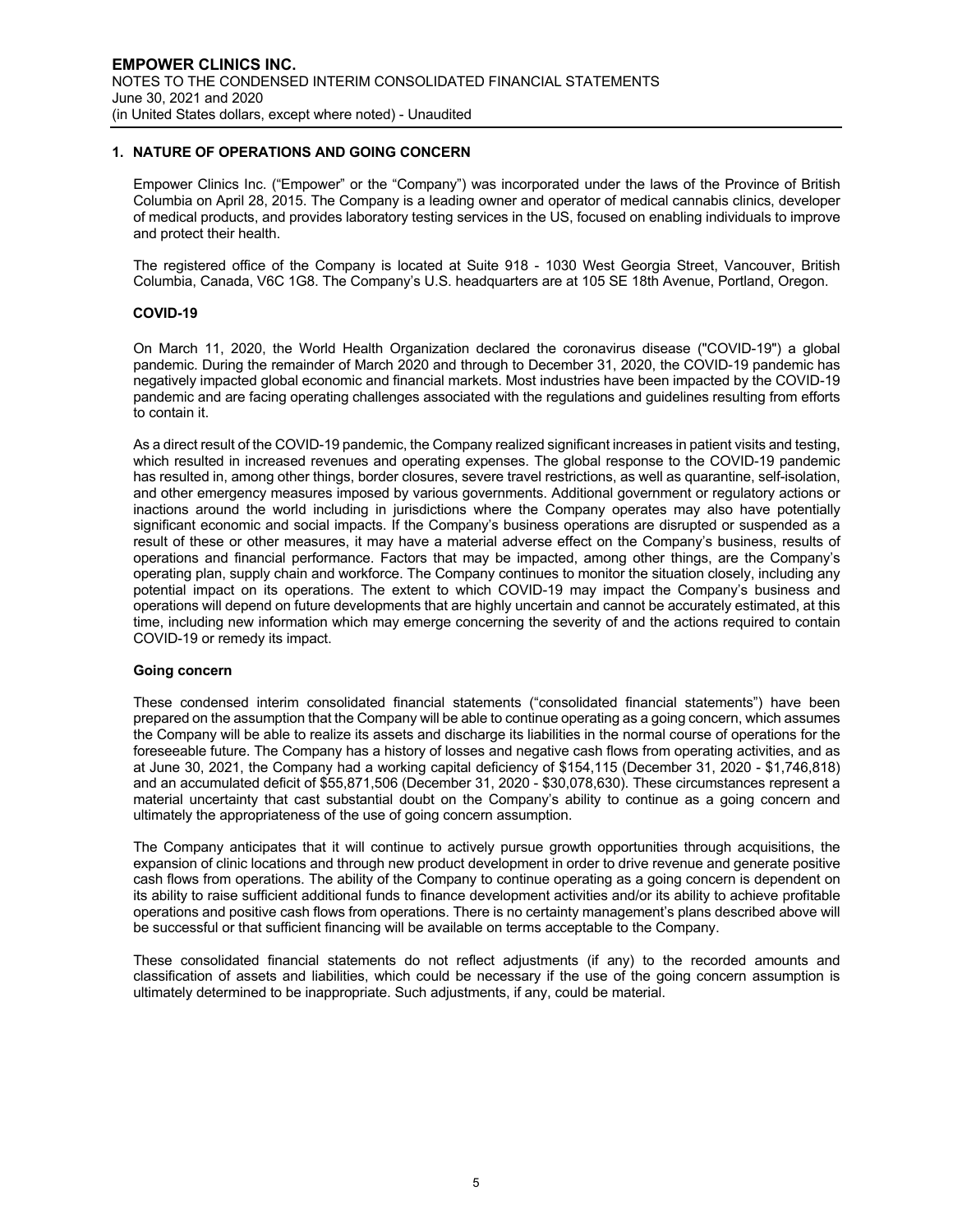## 1. NATURE OF OPERATIONS AND GOING CONCERN

Empower Clinics Inc. ("Empower" or the "Company") was incorporated under the laws of the Province of British Columbia on April 28, 2015. The Company is a leading owner and operator of medical cannabis clinics, developer of medical products, and provides laboratory testing services in the US, focused on enabling individuals to improve and protect their health.

The registered office of the Company is located at Suite 918 - 1030 West Georgia Street, Vancouver, British Columbia, Canada, V6C 1G8. The Company's U.S. headquarters are at 105 SE 18th Avenue, Portland, Oregon.

### COVID-19

On March 11, 2020, the World Health Organization declared the coronavirus disease ("COVID-19") a global pandemic. During the remainder of March 2020 and through to December 31, 2020, the COVID-19 pandemic has negatively impacted global economic and financial markets. Most industries have been impacted by the COVID-19 pandemic and are facing operating challenges associated with the regulations and guidelines resulting from efforts to contain it.

As a direct result of the COVID-19 pandemic, the Company realized significant increases in patient visits and testing, which resulted in increased revenues and operating expenses. The global response to the COVID-19 pandemic has resulted in, among other things, border closures, severe travel restrictions, as well as quarantine, self-isolation, and other emergency measures imposed by various governments. Additional government or regulatory actions or inactions around the world including in jurisdictions where the Company operates may also have potentially significant economic and social impacts. If the Company's business operations are disrupted or suspended as a result of these or other measures, it may have a material adverse effect on the Company's business, results of operations and financial performance. Factors that may be impacted, among other things, are the Company's operating plan, supply chain and workforce. The Company continues to monitor the situation closely, including any potential impact on its operations. The extent to which COVID-19 may impact the Company's business and operations will depend on future developments that are highly uncertain and cannot be accurately estimated, at this time, including new information which may emerge concerning the severity of and the actions required to contain COVID-19 or remedy its impact.

### Going concern

These condensed interim consolidated financial statements ("consolidated financial statements") have been prepared on the assumption that the Company will be able to continue operating as a going concern, which assumes the Company will be able to realize its assets and discharge its liabilities in the normal course of operations for the foreseeable future. The Company has a history of losses and negative cash flows from operating activities, and as at June 30, 2021, the Company had a working capital deficiency of $154,115 (December 31, 2020 - $1,746,818) and an accumulated deficit of $55,871,506 (December 31, 2020 - $30,078,630). These circumstances represent a material uncertainty that cast substantial doubt on the Company's ability to continue as a going concern and ultimately the appropriateness of the use of going concern assumption.

The Company anticipates that it will continue to actively pursue growth opportunities through acquisitions, the expansion of clinic locations and through new product development in order to drive revenue and generate positive cash flows from operations. The ability of the Company to continue operating as a going concern is dependent on its ability to raise sufficient additional funds to finance development activities and/or its ability to achieve profitable operations and positive cash flows from operations. There is no certainty management's plans described above will be successful or that sufficient financing will be available on terms acceptable to the Company.

These consolidated financial statements do not reflect adjustments (if any) to the recorded amounts and classification of assets and liabilities, which could be necessary if the use of the going concern assumption is ultimately determined to be inappropriate. Such adjustments, if any, could be material.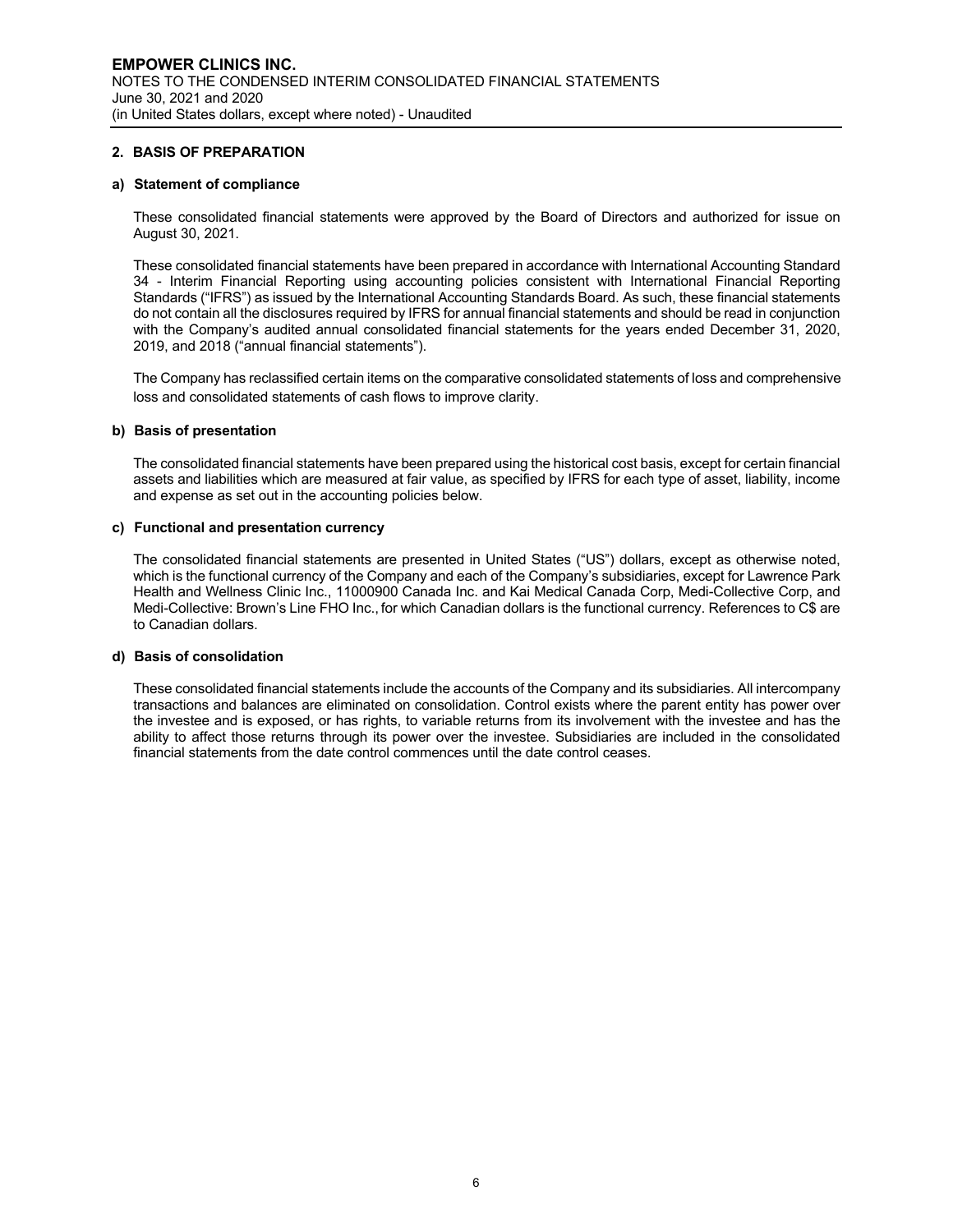## 2. BASIS OF PREPARATION

### a) Statement of compliance

These consolidated financial statements were approved by the Board of Directors and authorized for issue on August 30, 2021.

These consolidated financial statements have been prepared in accordance with International Accounting Standard 34 - Interim Financial Reporting using accounting policies consistent with International Financial Reporting Standards ("IFRS") as issued by the International Accounting Standards Board. As such, these financial statements do not contain all the disclosures required by IFRS for annual financial statements and should be read in conjunction with the Company's audited annual consolidated financial statements for the years ended December 31, 2020, 2019, and 2018 ("annual financial statements").

The Company has reclassified certain items on the comparative consolidated statements of loss and comprehensive loss and consolidated statements of cash flows to improve clarity.

### b) Basis of presentation

The consolidated financial statements have been prepared using the historical cost basis, except for certain financial assets and liabilities which are measured at fair value, as specified by IFRS for each type of asset, liability, income and expense as set out in the accounting policies below.

### c) Functional and presentation currency

The consolidated financial statements are presented in United States ("US") dollars, except as otherwise noted, which is the functional currency of the Company and each of the Company's subsidiaries, except for Lawrence Park Health and Wellness Clinic Inc., 11000900 Canada Inc. and Kai Medical Canada Corp, Medi-Collective Corp, and Medi-Collective: Brown's Line FHO Inc., for which Canadian dollars is the functional currency. References to C$ are to Canadian dollars.

### d) Basis of consolidation

These consolidated financial statements include the accounts of the Company and its subsidiaries. All intercompany transactions and balances are eliminated on consolidation. Control exists where the parent entity has power over the investee and is exposed, or has rights, to variable returns from its involvement with the investee and has the ability to affect those returns through its power over the investee. Subsidiaries are included in the consolidated financial statements from the date control commences until the date control ceases.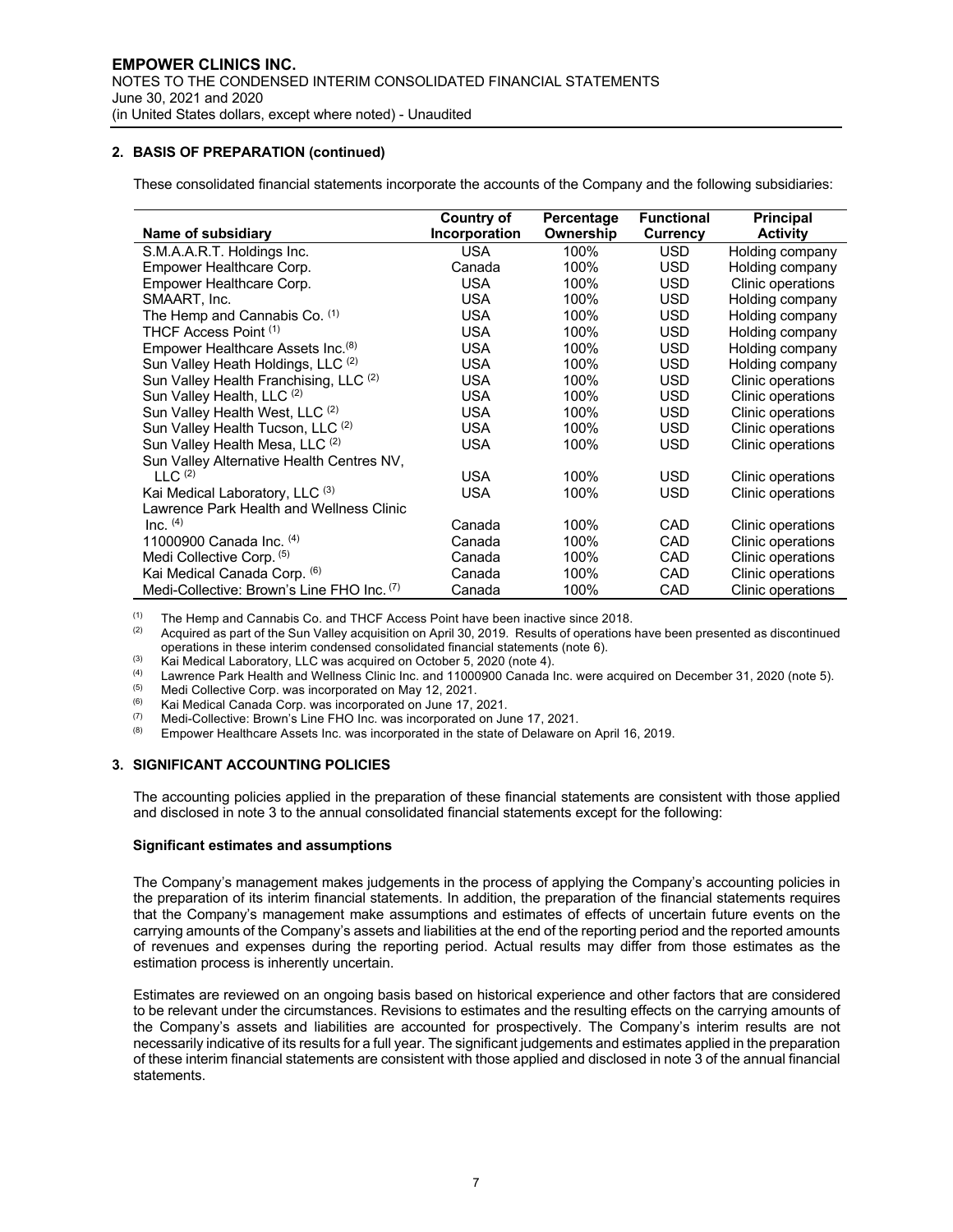## 2. BASIS OF PREPARATION (continued)

These consolidated financial statements incorporate the accounts of the Company and the following subsidiaries:

| Name of subsidiary | Country of Incorporation | Percentage Ownership | Functional Currency | Principal Activity |
|---|---|---|---|---|
| S.M.A.A.R.T. Holdings Inc. | USA | 100% | USD | Holding company |
| Empower Healthcare Corp. | Canada | 100% | USD | Holding company |
| Empower Healthcare Corp. | USA | 100% | USD | Clinic operations |
| SMAART, Inc. | USA | 100% | USD | Holding company |
| The Hemp and Cannabis Co. [(1)] | USA | 100% | USD | Holding company |
| THCF Access Point [(1)] | USA | 100% | USD | Holding company |
| Empower Healthcare Assets Inc.[(8)] | USA | 100% | USD | Holding company |
| Sun Valley Heath Holdings, LLC [(2)] | USA | 100% | USD | Holding company |
| Sun Valley Health Franchising, LLC [(2)] | USA | 100% | USD | Clinic operations |
| Sun Valley Health, LLC [(2)] | USA | 100% | USD | Clinic operations |
| Sun Valley Health West, LLC [(2)] | USA | 100% | USD | Clinic operations |
| Sun Valley Health Tucson, LLC [(2)] | USA | 100% | USD | Clinic operations |
| Sun Valley Health Mesa, LLC [(2)] | USA | 100% | USD | Clinic operations |
| Sun Valley Alternative Health Centres NV, LLC [(2)] | USA | 100% | USD | Clinic operations |
| Kai Medical Laboratory, LLC [(3)] | USA | 100% | USD | Clinic operations |
| Lawrence Park Health and Wellness Clinic Inc. [(4)] | Canada | 100% | CAD | Clinic operations |
| 11000900 Canada Inc. [(4)] | Canada | 100% | CAD | Clinic operations |
| Medi Collective Corp. [(5)] | Canada | 100% | CAD | Clinic operations |
| Kai Medical Canada Corp. [(6)] | Canada | 100% | CAD | Clinic operations |
| Medi-Collective: Brown's Line FHO Inc. [(7)] | Canada | 100% | CAD | Clinic operations |

(1) The Hemp and Cannabis Co. and THCF Access Point have been inactive since 2018.
(2) Acquired as part of the Sun Valley acquisition on April 30, 2019. Results of operations have been presented as discontinued operations in these interim condensed consolidated financial statements (note 6).
(3) Kai Medical Laboratory, LLC was acquired on October 5, 2020 (note 4).
(4) Lawrence Park Health and Wellness Clinic Inc. and 11000900 Canada Inc. were acquired on December 31, 2020 (note 5).
(5) Medi Collective Corp. was incorporated on May 12, 2021.
(6) Kai Medical Canada Corp. was incorporated on June 17, 2021.
(7) Medi-Collective: Brown's Line FHO Inc. was incorporated on June 17, 2021.
(8) Empower Healthcare Assets Inc. was incorporated in the state of Delaware on April 16, 2019.

## 3. SIGNIFICANT ACCOUNTING POLICIES

The accounting policies applied in the preparation of these financial statements are consistent with those applied and disclosed in note 3 to the annual consolidated financial statements except for the following:

**Significant estimates and assumptions**

The Company's management makes judgements in the process of applying the Company's accounting policies in the preparation of its interim financial statements. In addition, the preparation of the financial statements requires that the Company's management make assumptions and estimates of effects of uncertain future events on the carrying amounts of the Company's assets and liabilities at the end of the reporting period and the reported amounts of revenues and expenses during the reporting period. Actual results may differ from those estimates as the estimation process is inherently uncertain.

Estimates are reviewed on an ongoing basis based on historical experience and other factors that are considered to be relevant under the circumstances. Revisions to estimates and the resulting effects on the carrying amounts of the Company's assets and liabilities are accounted for prospectively. The Company's interim results are not necessarily indicative of its results for a full year. The significant judgements and estimates applied in the preparation of these interim financial statements are consistent with those applied and disclosed in note 3 of the annual financial statements.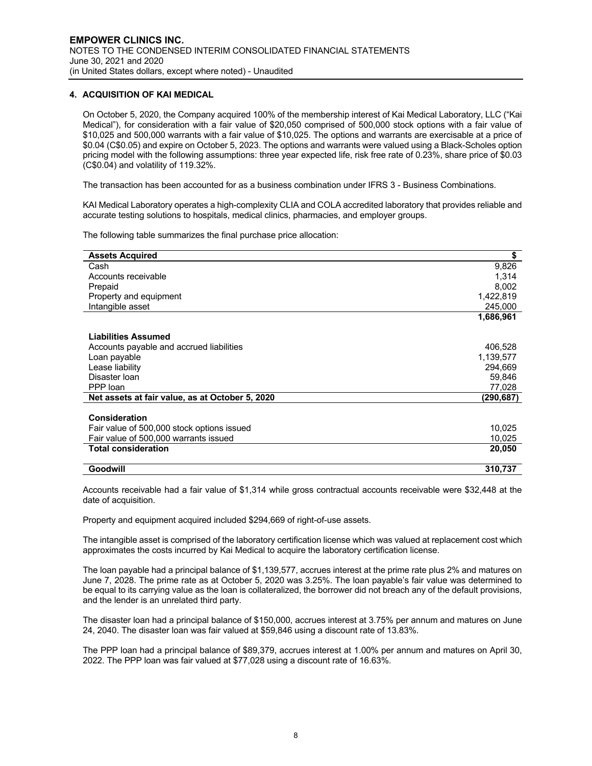## 4. ACQUISITION OF KAI MEDICAL

On October 5, 2020, the Company acquired 100% of the membership interest of Kai Medical Laboratory, LLC ("Kai Medical"), for consideration with a fair value of $20,050 comprised of 500,000 stock options with a fair value of $10,025 and 500,000 warrants with a fair value of $10,025. The options and warrants are exercisable at a price of $0.04 (C$0.05) and expire on October 5, 2023. The options and warrants were valued using a Black-Scholes option pricing model with the following assumptions: three year expected life, risk free rate of 0.23%, share price of $0.03 (C$0.04) and volatility of 119.32%.

The transaction has been accounted for as a business combination under IFRS 3 - Business Combinations.

KAI Medical Laboratory operates a high-complexity CLIA and COLA accredited laboratory that provides reliable and accurate testing solutions to hospitals, medical clinics, pharmacies, and employer groups.

The following table summarizes the final purchase price allocation:

| **Assets Acquired** | **$** |
|---|---|
| Cash | 9,826 |
| Accounts receivable | 1,314 |
| Prepaid | 8,002 |
| Property and equipment | 1,422,819 |
| Intangible asset | 245,000 |
| | **1,686,961** |
| | |
| **Liabilities Assumed** | |
| Accounts payable and accrued liabilities | 406,528 |
| Loan payable | 1,139,577 |
| Lease liability | 294,669 |
| Disaster loan | 59,846 |
| PPP loan | 77,028 |
| **Net assets at fair value, as at October 5, 2020** | **(290,687)** |
| | |
| **Consideration** | |
| Fair value of 500,000 stock options issued | 10,025 |
| Fair value of 500,000 warrants issued | 10,025 |
| **Total consideration** | **20,050** |
| | |
| **Goodwill** | **310,737** |

Accounts receivable had a fair value of $1,314 while gross contractual accounts receivable were $32,448 at the date of acquisition.

Property and equipment acquired included $294,669 of right-of-use assets.

The intangible asset is comprised of the laboratory certification license which was valued at replacement cost which approximates the costs incurred by Kai Medical to acquire the laboratory certification license.

The loan payable had a principal balance of $1,139,577, accrues interest at the prime rate plus 2% and matures on June 7, 2028. The prime rate as at October 5, 2020 was 3.25%. The loan payable's fair value was determined to be equal to its carrying value as the loan is collateralized, the borrower did not breach any of the default provisions, and the lender is an unrelated third party.

The disaster loan had a principal balance of $150,000, accrues interest at 3.75% per annum and matures on June 24, 2040. The disaster loan was fair valued at $59,846 using a discount rate of 13.83%.

The PPP loan had a principal balance of $89,379, accrues interest at 1.00% per annum and matures on April 30, 2022. The PPP loan was fair valued at $77,028 using a discount rate of 16.63%.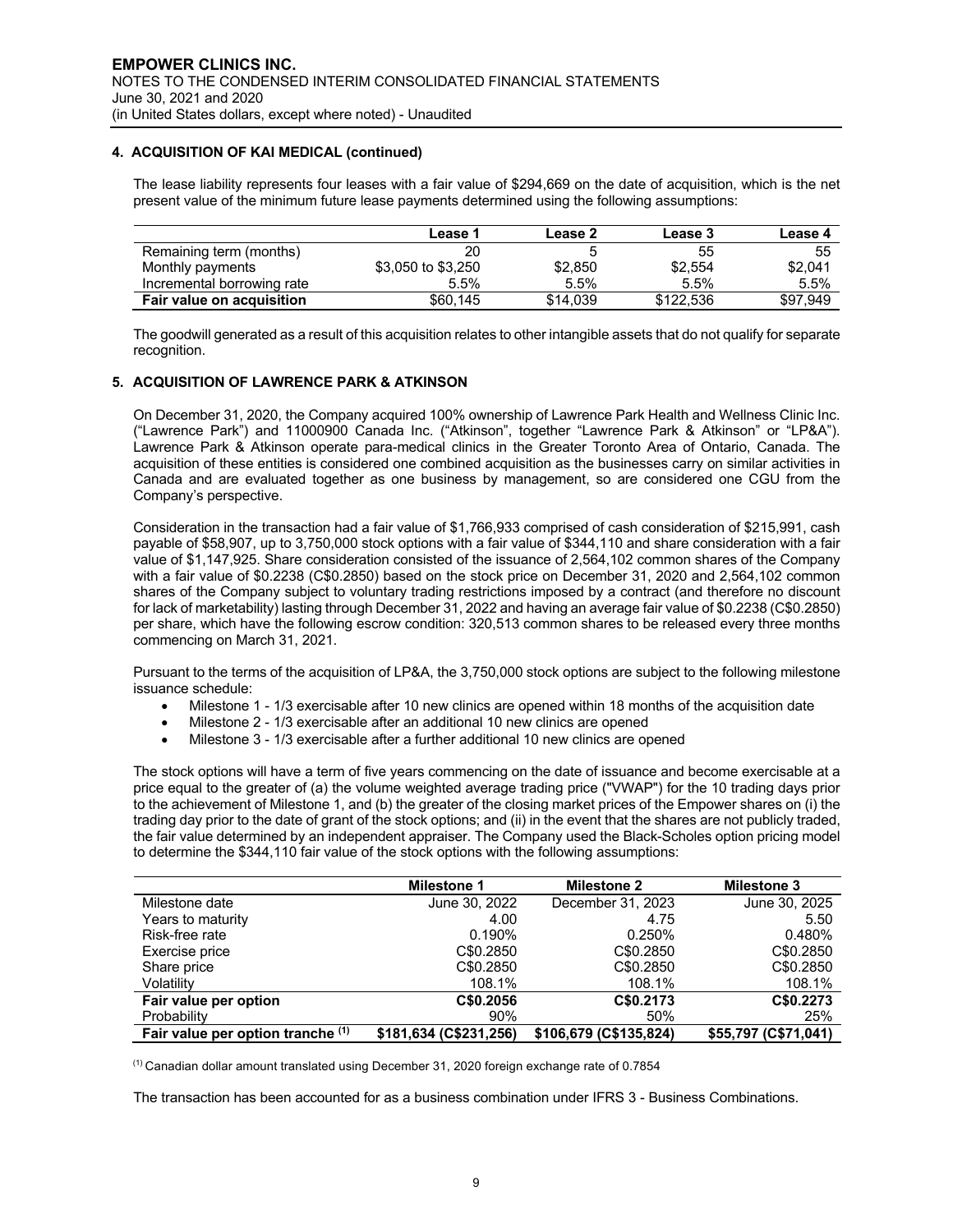## 4. ACQUISITION OF KAI MEDICAL (continued)

The lease liability represents four leases with a fair value of $294,669 on the date of acquisition, which is the net present value of the minimum future lease payments determined using the following assumptions:

| | Lease 1 | Lease 2 | Lease 3 | Lease 4 |
|---|---|---|---|---|
| Remaining term (months) | 20 | 5 | 55 | 55 |
| Monthly payments | $3,050 to $3,250 | $2,850 | $2,554 | $2,041 |
| Incremental borrowing rate | 5.5% | 5.5% | 5.5% | 5.5% |
| **Fair value on acquisition** | $60,145 | $14,039 | $122,536 | $97,949 |

The goodwill generated as a result of this acquisition relates to other intangible assets that do not qualify for separate recognition.

## 5. ACQUISITION OF LAWRENCE PARK & ATKINSON

On December 31, 2020, the Company acquired 100% ownership of Lawrence Park Health and Wellness Clinic Inc. ("Lawrence Park") and 11000900 Canada Inc. ("Atkinson", together "Lawrence Park & Atkinson" or "LP&A"). Lawrence Park & Atkinson operate para-medical clinics in the Greater Toronto Area of Ontario, Canada. The acquisition of these entities is considered one combined acquisition as the businesses carry on similar activities in Canada and are evaluated together as one business by management, so are considered one CGU from the Company's perspective.

Consideration in the transaction had a fair value of $1,766,933 comprised of cash consideration of $215,991, cash payable of $58,907, up to 3,750,000 stock options with a fair value of $344,110 and share consideration with a fair value of $1,147,925. Share consideration consisted of the issuance of 2,564,102 common shares of the Company with a fair value of $0.2238 (C$0.2850) based on the stock price on December 31, 2020 and 2,564,102 common shares of the Company subject to voluntary trading restrictions imposed by a contract (and therefore no discount for lack of marketability) lasting through December 31, 2022 and having an average fair value of $0.2238 (C$0.2850) per share, which have the following escrow condition: 320,513 common shares to be released every three months commencing on March 31, 2021.

Pursuant to the terms of the acquisition of LP&A, the 3,750,000 stock options are subject to the following milestone issuance schedule:

- Milestone 1 - 1/3 exercisable after 10 new clinics are opened within 18 months of the acquisition date
- Milestone 2 - 1/3 exercisable after an additional 10 new clinics are opened
- Milestone 3 - 1/3 exercisable after a further additional 10 new clinics are opened

The stock options will have a term of five years commencing on the date of issuance and become exercisable at a price equal to the greater of (a) the volume weighted average trading price ("VWAP") for the 10 trading days prior to the achievement of Milestone 1, and (b) the greater of the closing market prices of the Empower shares on (i) the trading day prior to the date of grant of the stock options; and (ii) in the event that the shares are not publicly traded, the fair value determined by an independent appraiser. The Company used the Black-Scholes option pricing model to determine the $344,110 fair value of the stock options with the following assumptions:

| | Milestone 1 | Milestone 2 | Milestone 3 |
|---|---|---|---|
| Milestone date | June 30, 2022 | December 31, 2023 | June 30, 2025 |
| Years to maturity | 4.00 | 4.75 | 5.50 |
| Risk-free rate | 0.190% | 0.250% | 0.480% |
| Exercise price | C$0.2850 | C$0.2850 | C$0.2850 |
| Share price | C$0.2850 | C$0.2850 | C$0.2850 |
| Volatility | 108.1% | 108.1% | 108.1% |
| **Fair value per option** | **C$0.2056** | **C$0.2173** | **C$0.2273** |
| Probability | 90% | 50% | 25% |
| **Fair value per option tranche (1)** | **$181,634 (C$231,256)** | **$106,679 (C$135,824)** | **$55,797 (C$71,041)** |

(1) Canadian dollar amount translated using December 31, 2020 foreign exchange rate of 0.7854

The transaction has been accounted for as a business combination under IFRS 3 - Business Combinations.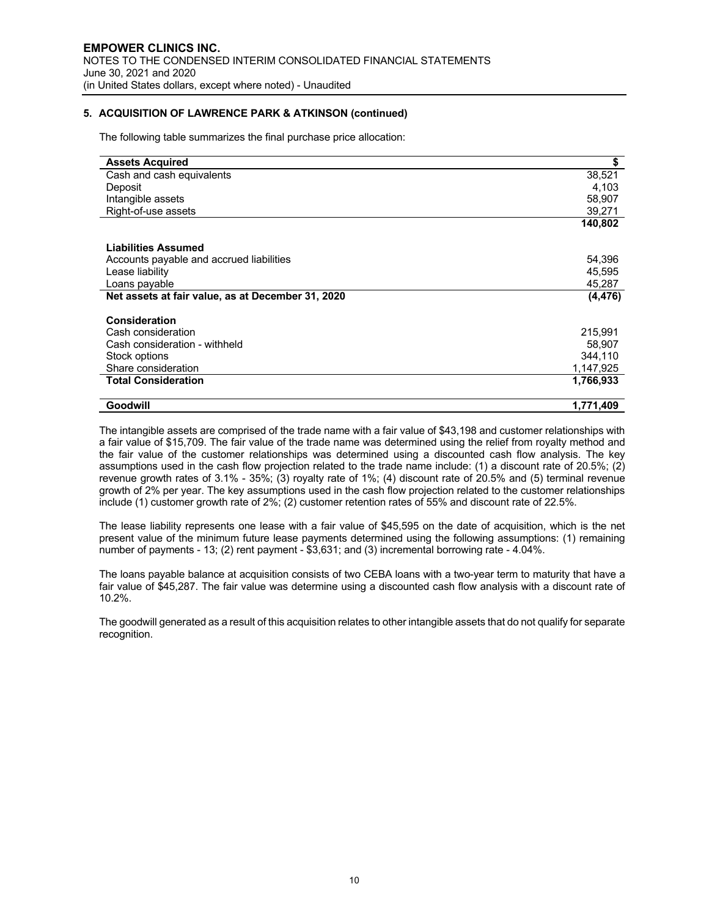## 5. ACQUISITION OF LAWRENCE PARK & ATKINSON (continued)

The following table summarizes the final purchase price allocation:

| **Assets Acquired** | **$** |
|---|---|
| Cash and cash equivalents | 38,521 |
| Deposit | 4,103 |
| Intangible assets | 58,907 |
| Right-of-use assets | 39,271 |
| | **140,802** |
| **Liabilities Assumed** | |
| Accounts payable and accrued liabilities | 54,396 |
| Lease liability | 45,595 |
| Loans payable | 45,287 |
| **Net assets at fair value, as at December 31, 2020** | **(4,476)** |
| **Consideration** | |
| Cash consideration | 215,991 |
| Cash consideration - withheld | 58,907 |
| Stock options | 344,110 |
| Share consideration | 1,147,925 |
| **Total Consideration** | **1,766,933** |
| **Goodwill** | **1,771,409** |

The intangible assets are comprised of the trade name with a fair value of $43,198 and customer relationships with a fair value of $15,709. The fair value of the trade name was determined using the relief from royalty method and the fair value of the customer relationships was determined using a discounted cash flow analysis. The key assumptions used in the cash flow projection related to the trade name include: (1) a discount rate of 20.5%; (2) revenue growth rates of 3.1% - 35%; (3) royalty rate of 1%; (4) discount rate of 20.5% and (5) terminal revenue growth of 2% per year. The key assumptions used in the cash flow projection related to the customer relationships include (1) customer growth rate of 2%; (2) customer retention rates of 55% and discount rate of 22.5%.

The lease liability represents one lease with a fair value of $45,595 on the date of acquisition, which is the net present value of the minimum future lease payments determined using the following assumptions: (1) remaining number of payments - 13; (2) rent payment - $3,631; and (3) incremental borrowing rate - 4.04%.

The loans payable balance at acquisition consists of two CEBA loans with a two-year term to maturity that have a fair value of $45,287. The fair value was determine using a discounted cash flow analysis with a discount rate of 10.2%.

The goodwill generated as a result of this acquisition relates to other intangible assets that do not qualify for separate recognition.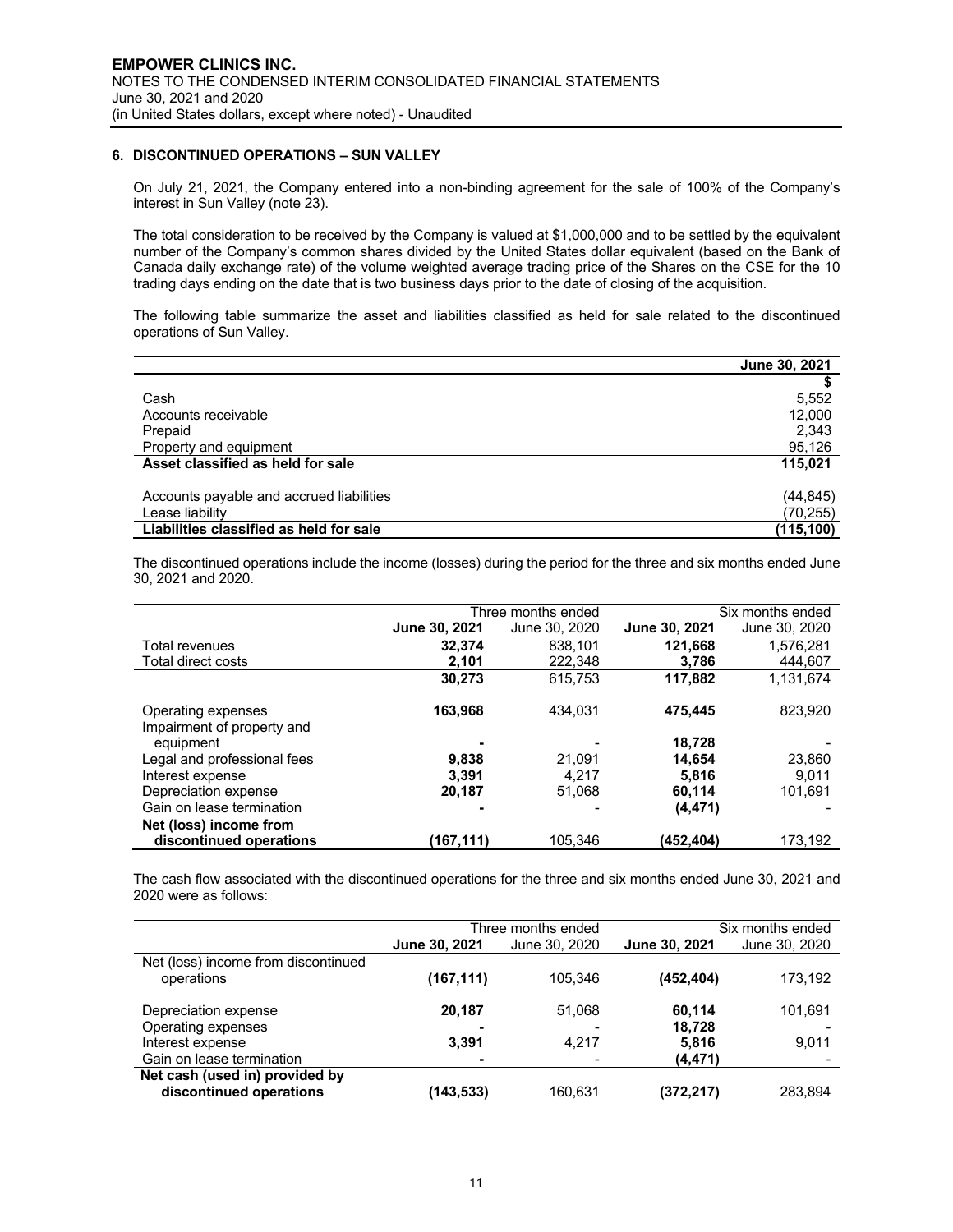## 6. DISCONTINUED OPERATIONS – SUN VALLEY

On July 21, 2021, the Company entered into a non-binding agreement for the sale of 100% of the Company's interest in Sun Valley (note 23).

The total consideration to be received by the Company is valued at $1,000,000 and to be settled by the equivalent number of the Company's common shares divided by the United States dollar equivalent (based on the Bank of Canada daily exchange rate) of the volume weighted average trading price of the Shares on the CSE for the 10 trading days ending on the date that is two business days prior to the date of closing of the acquisition.

The following table summarize the asset and liabilities classified as held for sale related to the discontinued operations of Sun Valley.

| | June 30, 2021 |
|---|---|
| | $ |
| Cash | 5,552 |
| Accounts receivable | 12,000 |
| Prepaid | 2,343 |
| Property and equipment | 95,126 |
| **Asset classified as held for sale** | **115,021** |
| | |
| Accounts payable and accrued liabilities | (44,845) |
| Lease liability | (70,255) |
| **Liabilities classified as held for sale** | **(115,100)** |

The discontinued operations include the income (losses) during the period for the three and six months ended June 30, 2021 and 2020.

| | Three months ended | | Six months ended | |
|---|---|---|---|---|
| | **June 30, 2021** | June 30, 2020 | **June 30, 2021** | June 30, 2020 |
| Total revenues | **32,374** | 838,101 | **121,668** | 1,576,281 |
| Total direct costs | **2,101** | 222,348 | **3,786** | 444,607 |
| | **30,273** | 615,753 | **117,882** | 1,131,674 |
| Operating expenses | **163,968** | 434,031 | **475,445** | 823,920 |
| Impairment of property and equipment | **-** | - | **18,728** | - |
| Legal and professional fees | **9,838** | 21,091 | **14,654** | 23,860 |
| Interest expense | **3,391** | 4,217 | **5,816** | 9,011 |
| Depreciation expense | **20,187** | 51,068 | **60,114** | 101,691 |
| Gain on lease termination | **-** | - | **(4,471)** | - |
| **Net (loss) income from discontinued operations** | **(167,111)** | 105,346 | **(452,404)** | 173,192 |

The cash flow associated with the discontinued operations for the three and six months ended June 30, 2021 and 2020 were as follows:

| | Three months ended | | Six months ended | |
|---|---|---|---|---|
| | **June 30, 2021** | June 30, 2020 | **June 30, 2021** | June 30, 2020 |
| Net (loss) income from discontinued operations | **(167,111)** | 105,346 | **(452,404)** | 173,192 |
| Depreciation expense | **20,187** | 51,068 | **60,114** | 101,691 |
| Operating expenses | **-** | - | **18,728** | - |
| Interest expense | **3,391** | 4,217 | **5,816** | 9,011 |
| Gain on lease termination | **-** | - | **(4,471)** | - |
| **Net cash (used in) provided by discontinued operations** | **(143,533)** | 160,631 | **(372,217)** | 283,894 |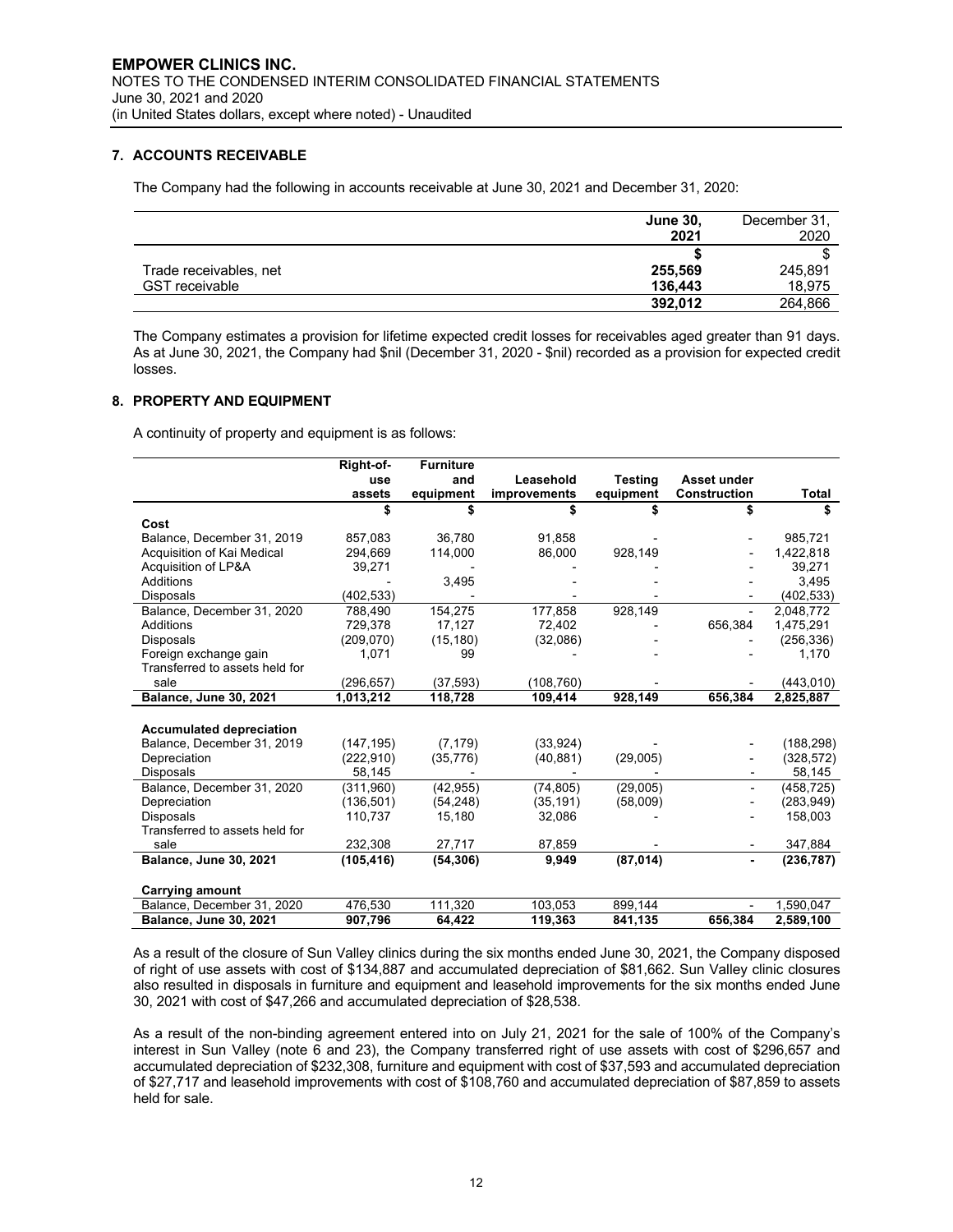## 7. ACCOUNTS RECEIVABLE

The Company had the following in accounts receivable at June 30, 2021 and December 31, 2020:

| | **June 30, 2021** | December 31, 2020 |
|---|---|---|
| | **$** | $ |
| Trade receivables, net | **255,569** | 245,891 |
| GST receivable | **136,443** | 18,975 |
| | **392,012** | 264,866 |

The Company estimates a provision for lifetime expected credit losses for receivables aged greater than 91 days. As at June 30, 2021, the Company had $nil (December 31, 2020 - $nil) recorded as a provision for expected credit losses.

## 8. PROPERTY AND EQUIPMENT

A continuity of property and equipment is as follows:

| | **Right-of-use assets** | **Furniture and equipment** | **Leasehold improvements** | **Testing equipment** | **Asset under Construction** | **Total** |
|---|---|---|---|---|---|---|
| | **$** | **$** | **$** | **$** | **$** | **$** |
| **Cost** | | | | | | |
| Balance, December 31, 2019 | 857,083 | 36,780 | 91,858 | - | - | 985,721 |
| Acquisition of Kai Medical | 294,669 | 114,000 | 86,000 | 928,149 | - | 1,422,818 |
| Acquisition of LP&A | 39,271 | - | - | - | - | 39,271 |
| Additions | - | 3,495 | - | - | - | 3,495 |
| Disposals | (402,533) | - | - | - | - | (402,533) |
| Balance, December 31, 2020 | 788,490 | 154,275 | 177,858 | 928,149 | - | 2,048,772 |
| Additions | 729,378 | 17,127 | 72,402 | - | 656,384 | 1,475,291 |
| Disposals | (209,070) | (15,180) | (32,086) | - | - | (256,336) |
| Foreign exchange gain | 1,071 | 99 | - | - | - | 1,170 |
| Transferred to assets held for sale | (296,657) | (37,593) | (108,760) | - | - | (443,010) |
| **Balance, June 30, 2021** | **1,013,212** | **118,728** | **109,414** | **928,149** | **656,384** | **2,825,887** |
| | | | | | | |
| **Accumulated depreciation** | | | | | | |
| Balance, December 31, 2019 | (147,195) | (7,179) | (33,924) | - | - | (188,298) |
| Depreciation | (222,910) | (35,776) | (40,881) | (29,005) | - | (328,572) |
| Disposals | 58,145 | - | - | - | - | 58,145 |
| Balance, December 31, 2020 | (311,960) | (42,955) | (74,805) | (29,005) | - | (458,725) |
| Depreciation | (136,501) | (54,248) | (35,191) | (58,009) | - | (283,949) |
| Disposals | 110,737 | 15,180 | 32,086 | - | - | 158,003 |
| Transferred to assets held for sale | 232,308 | 27,717 | 87,859 | - | - | 347,884 |
| **Balance, June 30, 2021** | **(105,416)** | **(54,306)** | **9,949** | **(87,014)** | **-** | **(236,787)** |
| | | | | | | |
| **Carrying amount** | | | | | | |
| Balance, December 31, 2020 | 476,530 | 111,320 | 103,053 | 899,144 | - | 1,590,047 |
| **Balance, June 30, 2021** | **907,796** | **64,422** | **119,363** | **841,135** | **656,384** | **2,589,100** |

As a result of the closure of Sun Valley clinics during the six months ended June 30, 2021, the Company disposed of right of use assets with cost of $134,887 and accumulated depreciation of $81,662. Sun Valley clinic closures also resulted in disposals in furniture and equipment and leasehold improvements for the six months ended June 30, 2021 with cost of $47,266 and accumulated depreciation of $28,538.

As a result of the non-binding agreement entered into on July 21, 2021 for the sale of 100% of the Company's interest in Sun Valley (note 6 and 23), the Company transferred right of use assets with cost of $296,657 and accumulated depreciation of $232,308, furniture and equipment with cost of $37,593 and accumulated depreciation of $27,717 and leasehold improvements with cost of $108,760 and accumulated depreciation of $87,859 to assets held for sale.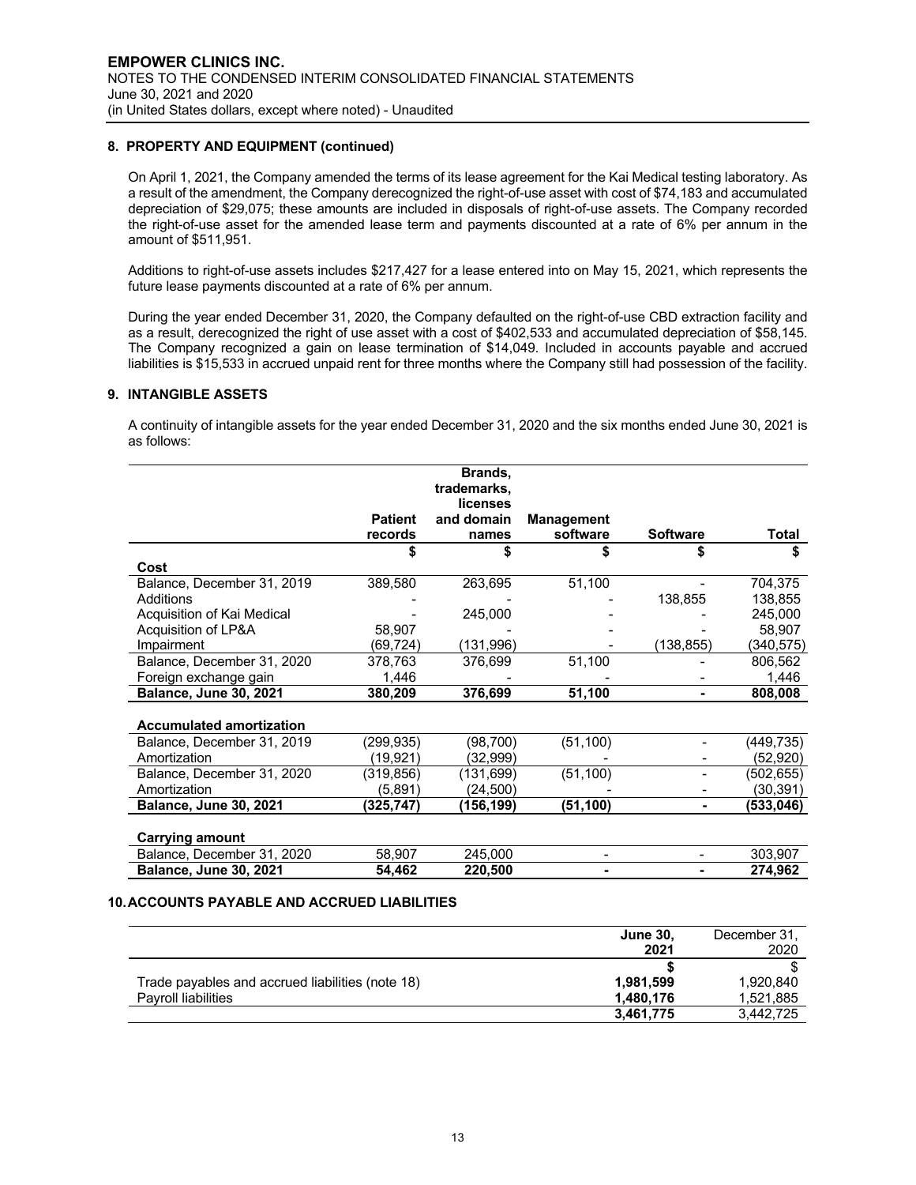## 8. PROPERTY AND EQUIPMENT (continued)

On April 1, 2021, the Company amended the terms of its lease agreement for the Kai Medical testing laboratory. As a result of the amendment, the Company derecognized the right-of-use asset with cost of $74,183 and accumulated depreciation of $29,075; these amounts are included in disposals of right-of-use assets. The Company recorded the right-of-use asset for the amended lease term and payments discounted at a rate of 6% per annum in the amount of $511,951.

Additions to right-of-use assets includes $217,427 for a lease entered into on May 15, 2021, which represents the future lease payments discounted at a rate of 6% per annum.

During the year ended December 31, 2020, the Company defaulted on the right-of-use CBD extraction facility and as a result, derecognized the right of use asset with a cost of $402,533 and accumulated depreciation of $58,145. The Company recognized a gain on lease termination of $14,049. Included in accounts payable and accrued liabilities is $15,533 in accrued unpaid rent for three months where the Company still had possession of the facility.

## 9. INTANGIBLE ASSETS

A continuity of intangible assets for the year ended December 31, 2020 and the six months ended June 30, 2021 is as follows:

| | Patient records | Brands, trademarks, licenses and domain names | Management software | Software | Total |
|---|---|---|---|---|---|
| | $ | $ | $ | $ | $ |
| **Cost** | | | | | |
| Balance, December 31, 2019 | 389,580 | 263,695 | 51,100 | - | 704,375 |
| Additions | - | - | - | 138,855 | 138,855 |
| Acquisition of Kai Medical | - | 245,000 | - | - | 245,000 |
| Acquisition of LP&A | 58,907 | - | - | - | 58,907 |
| Impairment | (69,724) | (131,996) | - | (138,855) | (340,575) |
| Balance, December 31, 2020 | 378,763 | 376,699 | 51,100 | - | 806,562 |
| Foreign exchange gain | 1,446 | - | - | - | 1,446 |
| **Balance, June 30, 2021** | **380,209** | **376,699** | **51,100** | **-** | **808,008** |
| | | | | | |
| **Accumulated amortization** | | | | | |
| Balance, December 31, 2019 | (299,935) | (98,700) | (51,100) | - | (449,735) |
| Amortization | (19,921) | (32,999) | - | - | (52,920) |
| Balance, December 31, 2020 | (319,856) | (131,699) | (51,100) | - | (502,655) |
| Amortization | (5,891) | (24,500) | - | - | (30,391) |
| **Balance, June 30, 2021** | **(325,747)** | **(156,199)** | **(51,100)** | **-** | **(533,046)** |
| | | | | | |
| **Carrying amount** | | | | | |
| Balance, December 31, 2020 | 58,907 | 245,000 | - | - | 303,907 |
| **Balance, June 30, 2021** | **54,462** | **220,500** | **-** | **-** | **274,962** |

## 10. ACCOUNTS PAYABLE AND ACCRUED LIABILITIES

| | June 30, 2021 | December 31, 2020 |
|---|---|---|
| | $ | $ |
| Trade payables and accrued liabilities (note 18) | 1,981,599 | 1,920,840 |
| Payroll liabilities | 1,480,176 | 1,521,885 |
| | **3,461,775** | 3,442,725 |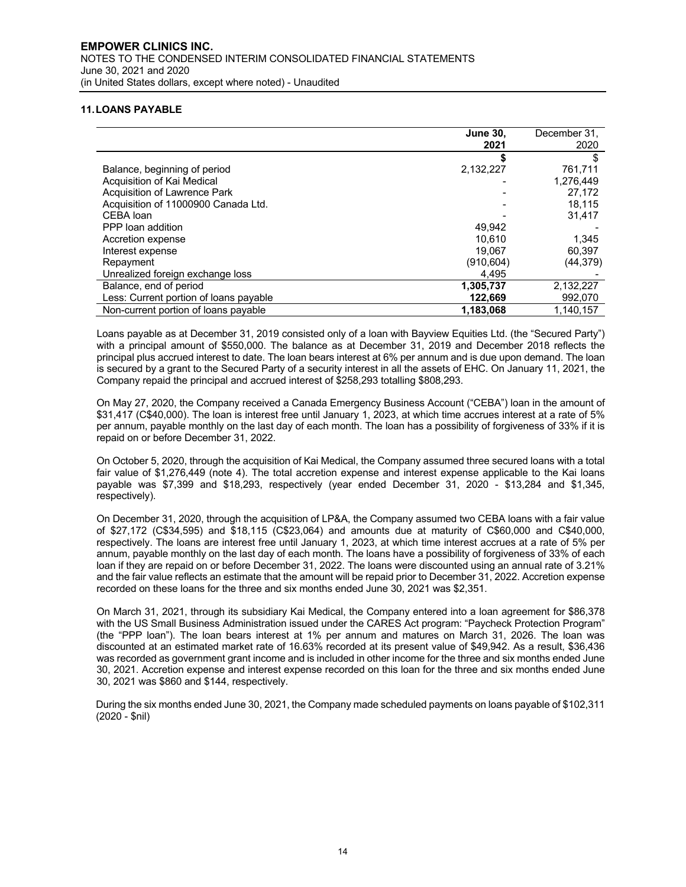## 11. LOANS PAYABLE

| | **June 30, 2021** | December 31, 2020 |
|---|---|---|
| | **$** | $ |
| Balance, beginning of period | 2,132,227 | 761,711 |
| Acquisition of Kai Medical | - | 1,276,449 |
| Acquisition of Lawrence Park | - | 27,172 |
| Acquisition of 11000900 Canada Ltd. | - | 18,115 |
| CEBA loan | - | 31,417 |
| PPP loan addition | 49,942 | - |
| Accretion expense | 10,610 | 1,345 |
| Interest expense | 19,067 | 60,397 |
| Repayment | (910,604) | (44,379) |
| Unrealized foreign exchange loss | 4,495 | - |
| Balance, end of period | **1,305,737** | 2,132,227 |
| Less: Current portion of loans payable | **122,669** | 992,070 |
| Non-current portion of loans payable | **1,183,068** | 1,140,157 |

Loans payable as at December 31, 2019 consisted only of a loan with Bayview Equities Ltd. (the "Secured Party") with a principal amount of $550,000. The balance as at December 31, 2019 and December 2018 reflects the principal plus accrued interest to date. The loan bears interest at 6% per annum and is due upon demand. The loan is secured by a grant to the Secured Party of a security interest in all the assets of EHC. On January 11, 2021, the Company repaid the principal and accrued interest of $258,293 totalling $808,293.

On May 27, 2020, the Company received a Canada Emergency Business Account ("CEBA") loan in the amount of $31,417 (C$40,000). The loan is interest free until January 1, 2023, at which time accrues interest at a rate of 5% per annum, payable monthly on the last day of each month. The loan has a possibility of forgiveness of 33% if it is repaid on or before December 31, 2022.

On October 5, 2020, through the acquisition of Kai Medical, the Company assumed three secured loans with a total fair value of $1,276,449 (note 4). The total accretion expense and interest expense applicable to the Kai loans payable was $7,399 and $18,293, respectively (year ended December 31, 2020 - $13,284 and $1,345, respectively).

On December 31, 2020, through the acquisition of LP&A, the Company assumed two CEBA loans with a fair value of $27,172 (C$34,595) and $18,115 (C$23,064) and amounts due at maturity of C$60,000 and C$40,000, respectively. The loans are interest free until January 1, 2023, at which time interest accrues at a rate of 5% per annum, payable monthly on the last day of each month. The loans have a possibility of forgiveness of 33% of each loan if they are repaid on or before December 31, 2022. The loans were discounted using an annual rate of 3.21% and the fair value reflects an estimate that the amount will be repaid prior to December 31, 2022. Accretion expense recorded on these loans for the three and six months ended June 30, 2021 was $2,351.

On March 31, 2021, through its subsidiary Kai Medical, the Company entered into a loan agreement for $86,378 with the US Small Business Administration issued under the CARES Act program: "Paycheck Protection Program" (the "PPP loan"). The loan bears interest at 1% per annum and matures on March 31, 2026. The loan was discounted at an estimated market rate of 16.63% recorded at its present value of $49,942. As a result, $36,436 was recorded as government grant income and is included in other income for the three and six months ended June 30, 2021. Accretion expense and interest expense recorded on this loan for the three and six months ended June 30, 2021 was $860 and $144, respectively.

During the six months ended June 30, 2021, the Company made scheduled payments on loans payable of $102,311 (2020 - $nil)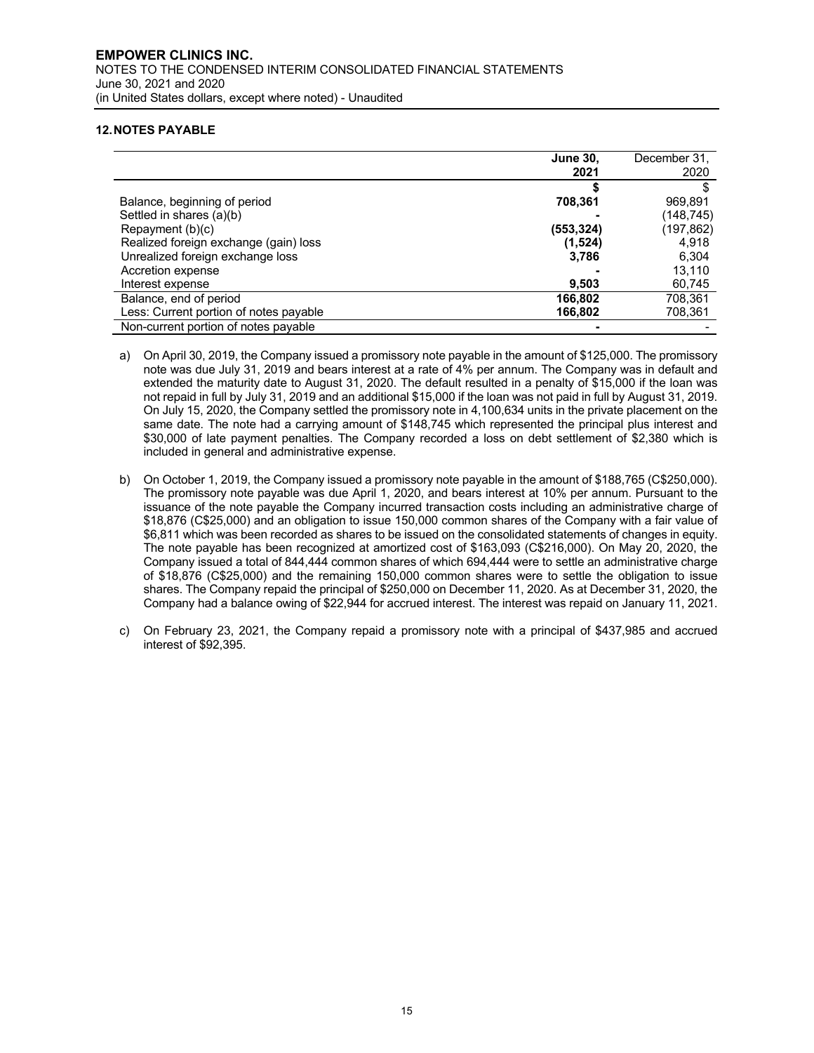## 12. NOTES PAYABLE

| | June 30, 2021 | December 31, 2020 |
|---|---|---|
| | $ | $ |
| Balance, beginning of period | 708,361 | 969,891 |
| Settled in shares (a)(b) | - | (148,745) |
| Repayment (b)(c) | (553,324) | (197,862) |
| Realized foreign exchange (gain) loss | (1,524) | 4,918 |
| Unrealized foreign exchange loss | 3,786 | 6,304 |
| Accretion expense | - | 13,110 |
| Interest expense | 9,503 | 60,745 |
| Balance, end of period | 166,802 | 708,361 |
| Less: Current portion of notes payable | 166,802 | 708,361 |
| Non-current portion of notes payable | - | - |

a) On April 30, 2019, the Company issued a promissory note payable in the amount of $125,000. The promissory note was due July 31, 2019 and bears interest at a rate of 4% per annum. The Company was in default and extended the maturity date to August 31, 2020. The default resulted in a penalty of $15,000 if the loan was not repaid in full by July 31, 2019 and an additional $15,000 if the loan was not paid in full by August 31, 2019. On July 15, 2020, the Company settled the promissory note in 4,100,634 units in the private placement on the same date. The note had a carrying amount of $148,745 which represented the principal plus interest and $30,000 of late payment penalties. The Company recorded a loss on debt settlement of $2,380 which is included in general and administrative expense.

b) On October 1, 2019, the Company issued a promissory note payable in the amount of $188,765 (C$250,000). The promissory note payable was due April 1, 2020, and bears interest at 10% per annum. Pursuant to the issuance of the note payable the Company incurred transaction costs including an administrative charge of $18,876 (C$25,000) and an obligation to issue 150,000 common shares of the Company with a fair value of $6,811 which was been recorded as shares to be issued on the consolidated statements of changes in equity. The note payable has been recognized at amortized cost of $163,093 (C$216,000). On May 20, 2020, the Company issued a total of 844,444 common shares of which 694,444 were to settle an administrative charge of $18,876 (C$25,000) and the remaining 150,000 common shares were to settle the obligation to issue shares. The Company repaid the principal of $250,000 on December 11, 2020. As at December 31, 2020, the Company had a balance owing of $22,944 for accrued interest. The interest was repaid on January 11, 2021.

c) On February 23, 2021, the Company repaid a promissory note with a principal of $437,985 and accrued interest of $92,395.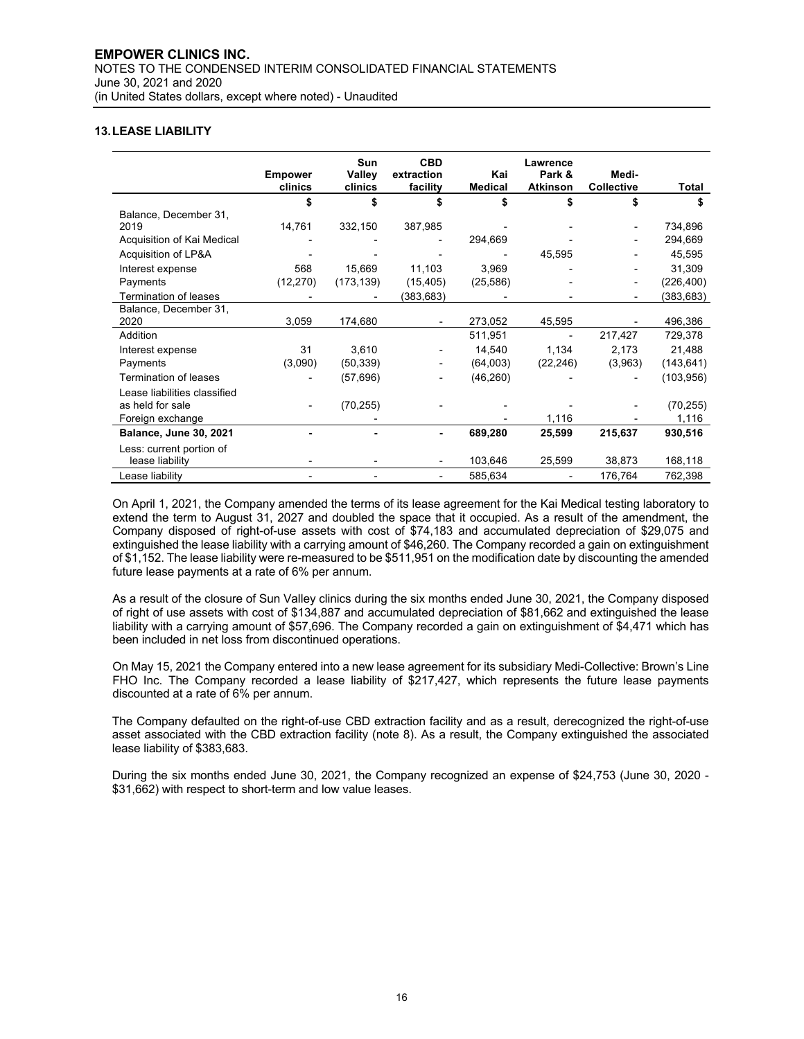## 13. LEASE LIABILITY

| | Empower clinics | Sun Valley clinics | CBD extraction facility | Kai Medical | Lawrence Park & Atkinson | Medi-Collective | Total |
|---|---|---|---|---|---|---|---|
| | $ | $ | $ | $ | $ | $ | $ |
| Balance, December 31, 2019 | 14,761 | 332,150 | 387,985 | - | - | - | 734,896 |
| Acquisition of Kai Medical | - | - | - | 294,669 | - | - | 294,669 |
| Acquisition of LP&A | - | - | - | - | 45,595 | - | 45,595 |
| Interest expense | 568 | 15,669 | 11,103 | 3,969 | - | - | 31,309 |
| Payments | (12,270) | (173,139) | (15,405) | (25,586) | - | - | (226,400) |
| Termination of leases | - | - | (383,683) | - | - | - | (383,683) |
| Balance, December 31, 2020 | 3,059 | 174,680 | - | 273,052 | 45,595 | - | 496,386 |
| Addition | | | | 511,951 | - | 217,427 | 729,378 |
| Interest expense | 31 | 3,610 | - | 14,540 | 1,134 | 2,173 | 21,488 |
| Payments | (3,090) | (50,339) | - | (64,003) | (22,246) | (3,963) | (143,641) |
| Termination of leases | - | (57,696) | - | (46,260) | | - | (103,956) |
| Lease liabilities classified as held for sale | - | (70,255) | - | - | - | - | (70,255) |
| Foreign exchange | | - | | - | 1,116 | - | 1,116 |
| **Balance, June 30, 2021** | **-** | **-** | **-** | **689,280** | **25,599** | **215,637** | **930,516** |
| Less: current portion of lease liability | - | - | - | 103,646 | 25,599 | 38,873 | 168,118 |
| Lease liability | - | - | - | 585,634 | - | 176,764 | 762,398 |

On April 1, 2021, the Company amended the terms of its lease agreement for the Kai Medical testing laboratory to extend the term to August 31, 2027 and doubled the space that it occupied. As a result of the amendment, the Company disposed of right-of-use assets with cost of $74,183 and accumulated depreciation of $29,075 and extinguished the lease liability with a carrying amount of $46,260. The Company recorded a gain on extinguishment of $1,152. The lease liability were re-measured to be $511,951 on the modification date by discounting the amended future lease payments at a rate of 6% per annum.

As a result of the closure of Sun Valley clinics during the six months ended June 30, 2021, the Company disposed of right of use assets with cost of $134,887 and accumulated depreciation of $81,662 and extinguished the lease liability with a carrying amount of $57,696. The Company recorded a gain on extinguishment of $4,471 which has been included in net loss from discontinued operations.

On May 15, 2021 the Company entered into a new lease agreement for its subsidiary Medi-Collective: Brown's Line FHO Inc. The Company recorded a lease liability of $217,427, which represents the future lease payments discounted at a rate of 6% per annum.

The Company defaulted on the right-of-use CBD extraction facility and as a result, derecognized the right-of-use asset associated with the CBD extraction facility (note 8). As a result, the Company extinguished the associated lease liability of $383,683.

During the six months ended June 30, 2021, the Company recognized an expense of $24,753 (June 30, 2020 - $31,662) with respect to short-term and low value leases.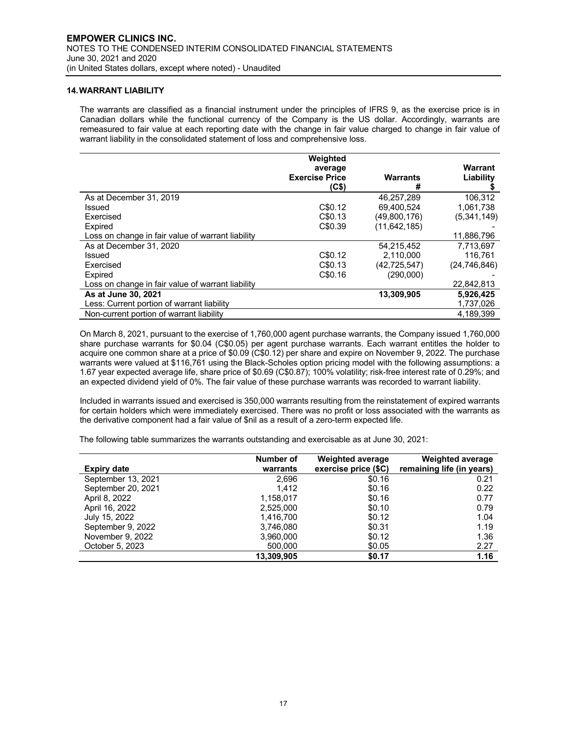## 14. WARRANT LIABILITY

The warrants are classified as a financial instrument under the principles of IFRS 9, as the exercise price is in Canadian dollars while the functional currency of the Company is the US dollar. Accordingly, warrants are remeasured to fair value at each reporting date with the change in fair value charged to change in fair value of warrant liability in the consolidated statement of loss and comprehensive loss.

| | Weighted average Exercise Price (C$) | Warrants # | Warrant Liability $ |
|---|---|---|---|
| As at December 31, 2019 | | 46,257,289 | 106,312 |
| Issued | C$0.12 | 69,400,524 | 1,061,738 |
| Exercised | C$0.13 | (49,800,176) | (5,341,149) |
| Expired | C$0.39 | (11,642,185) | - |
| Loss on change in fair value of warrant liability | | | 11,886,796 |
| As at December 31, 2020 | | 54,215,452 | 7,713,697 |
| Issued | C$0.12 | 2,110,000 | 116,761 |
| Exercised | C$0.13 | (42,725,547) | (24,746,846) |
| Expired | C$0.16 | (290,000) | - |
| Loss on change in fair value of warrant liability | | | 22,842,813 |
| **As at June 30, 2021** | | **13,309,905** | **5,926,425** |
| Less: Current portion of warrant liability | | | 1,737,026 |
| Non-current portion of warrant liability | | | 4,189,399 |

On March 8, 2021, pursuant to the exercise of 1,760,000 agent purchase warrants, the Company issued 1,760,000 share purchase warrants for \$0.04 (C\$0.05) per agent purchase warrants. Each warrant entitles the holder to acquire one common share at a price of \$0.09 (C\$0.12) per share and expire on November 9, 2022. The purchase warrants were valued at \$116,761 using the Black-Scholes option pricing model with the following assumptions: a 1.67 year expected average life, share price of \$0.69 (C\$0.87); 100% volatility; risk-free interest rate of 0.29%; and an expected dividend yield of 0%. The fair value of these purchase warrants was recorded to warrant liability.

Included in warrants issued and exercised is 350,000 warrants resulting from the reinstatement of expired warrants for certain holders which were immediately exercised. There was no profit or loss associated with the warrants as the derivative component had a fair value of \$nil as a result of a zero-term expected life.

The following table summarizes the warrants outstanding and exercisable as at June 30, 2021:

| Expiry date | Number of warrants | Weighted average exercise price ($C) | Weighted average remaining life (in years) |
|---|---|---|---|
| September 13, 2021 | 2,696 | $0.16 | 0.21 |
| September 20, 2021 | 1,412 | $0.16 | 0.22 |
| April 8, 2022 | 1,158,017 | $0.16 | 0.77 |
| April 16, 2022 | 2,525,000 | $0.10 | 0.79 |
| July 15, 2022 | 1,416,700 | $0.12 | 1.04 |
| September 9, 2022 | 3,746,080 | $0.31 | 1.19 |
| November 9, 2022 | 3,960,000 | $0.12 | 1.36 |
| October 5, 2023 | 500,000 | $0.05 | 2.27 |
| | **13,309,905** | **$0.17** | **1.16** |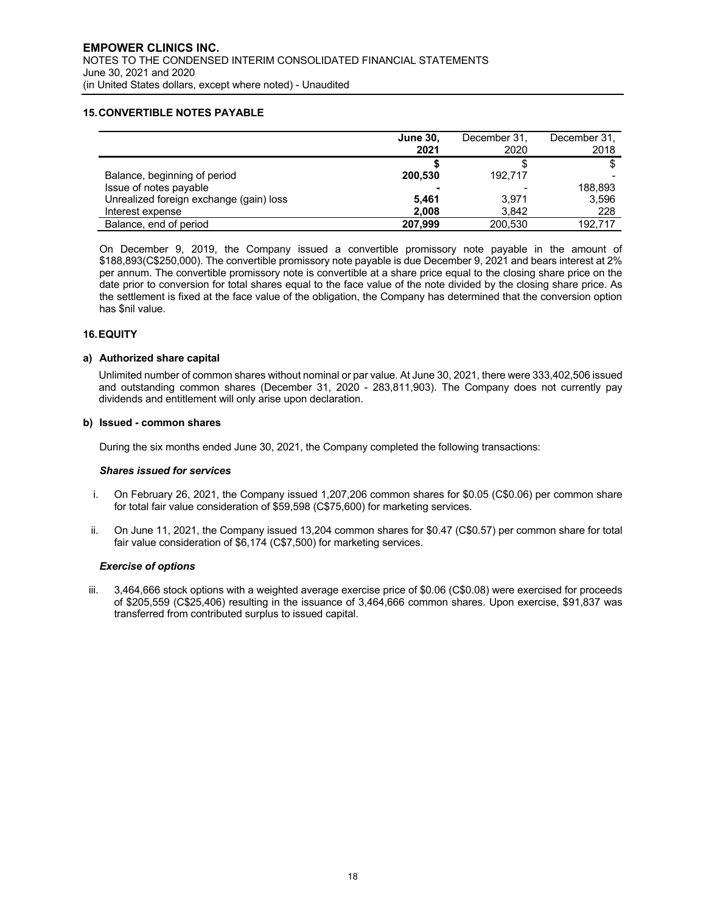## 15. CONVERTIBLE NOTES PAYABLE

| | **June 30, 2021** | December 31, 2020 | December 31, 2018 |
|---|---|---|---|
| | **$** | $ | $ |
| Balance, beginning of period | **200,530** | 192,717 | - |
| Issue of notes payable | **-** | - | 188,893 |
| Unrealized foreign exchange (gain) loss | **5,461** | 3,971 | 3,596 |
| Interest expense | **2,008** | 3,842 | 228 |
| Balance, end of period | **207,999** | 200,530 | 192,717 |

On December 9, 2019, the Company issued a convertible promissory note payable in the amount of $188,893(C$250,000). The convertible promissory note payable is due December 9, 2021 and bears interest at 2% per annum. The convertible promissory note is convertible at a share price equal to the closing share price on the date prior to conversion for total shares equal to the face value of the note divided by the closing share price. As the settlement is fixed at the face value of the obligation, the Company has determined that the conversion option has $nil value.

## 16. EQUITY

### a) Authorized share capital

Unlimited number of common shares without nominal or par value. At June 30, 2021, there were 333,402,506 issued and outstanding common shares (December 31, 2020 - 283,811,903). The Company does not currently pay dividends and entitlement will only arise upon declaration.

### b) Issued - common shares

During the six months ended June 30, 2021, the Company completed the following transactions:

***Shares issued for services***

i. On February 26, 2021, the Company issued 1,207,206 common shares for $0.05 (C$0.06) per common share for total fair value consideration of $59,598 (C$75,600) for marketing services.

ii. On June 11, 2021, the Company issued 13,204 common shares for $0.47 (C$0.57) per common share for total fair value consideration of $6,174 (C$7,500) for marketing services.

***Exercise of options***

iii. 3,464,666 stock options with a weighted average exercise price of $0.06 (C$0.08) were exercised for proceeds of $205,559 (C$25,406) resulting in the issuance of 3,464,666 common shares. Upon exercise, $91,837 was transferred from contributed surplus to issued capital.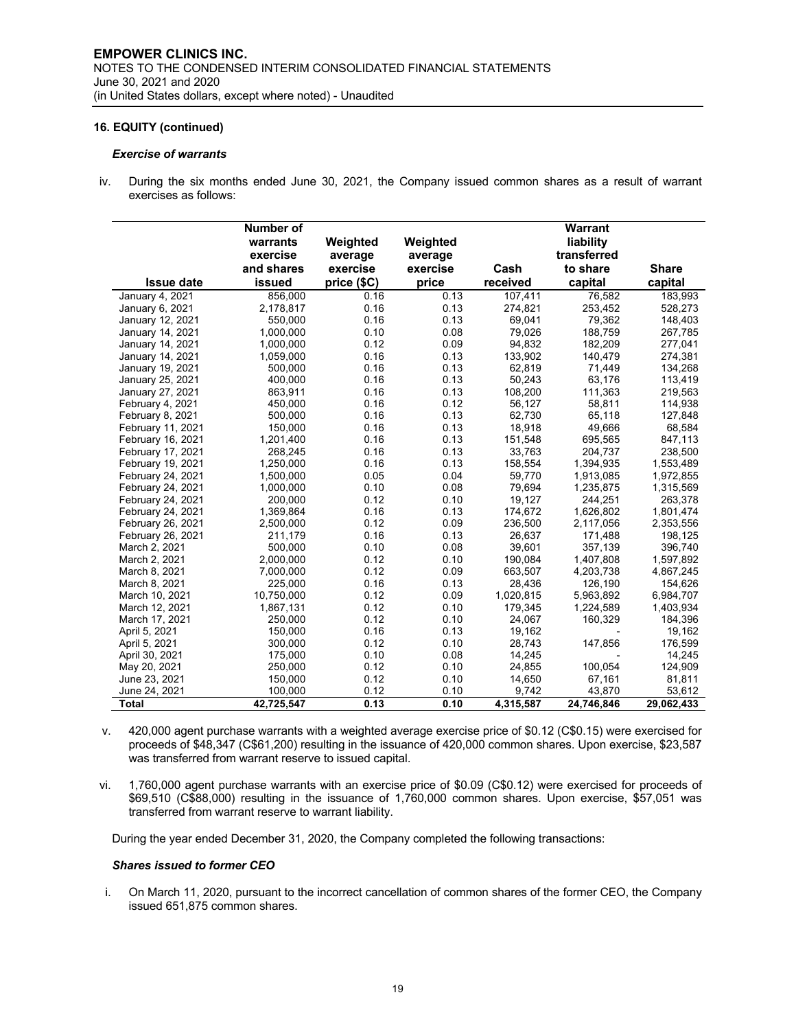**16. EQUITY (continued)**

***Exercise of warrants***

iv. During the six months ended June 30, 2021, the Company issued common shares as a result of warrant exercises as follows:

| Issue date | Number of warrants exercise and shares issued | Weighted average exercise price ($C) | Weighted average exercise price | Cash received | Warrant liability transferred to share capital | Share capital |
|---|---|---|---|---|---|---|
| January 4, 2021 | 856,000 | 0.16 | 0.13 | 107,411 | 76,582 | 183,993 |
| January 6, 2021 | 2,178,817 | 0.16 | 0.13 | 274,821 | 253,452 | 528,273 |
| January 12, 2021 | 550,000 | 0.16 | 0.13 | 69,041 | 79,362 | 148,403 |
| January 14, 2021 | 1,000,000 | 0.10 | 0.08 | 79,026 | 188,759 | 267,785 |
| January 14, 2021 | 1,000,000 | 0.12 | 0.09 | 94,832 | 182,209 | 277,041 |
| January 14, 2021 | 1,059,000 | 0.16 | 0.13 | 133,902 | 140,479 | 274,381 |
| January 19, 2021 | 500,000 | 0.16 | 0.13 | 62,819 | 71,449 | 134,268 |
| January 25, 2021 | 400,000 | 0.16 | 0.13 | 50,243 | 63,176 | 113,419 |
| January 27, 2021 | 863,911 | 0.16 | 0.13 | 108,200 | 111,363 | 219,563 |
| February 4, 2021 | 450,000 | 0.16 | 0.12 | 56,127 | 58,811 | 114,938 |
| February 8, 2021 | 500,000 | 0.16 | 0.13 | 62,730 | 65,118 | 127,848 |
| February 11, 2021 | 150,000 | 0.16 | 0.13 | 18,918 | 49,666 | 68,584 |
| February 16, 2021 | 1,201,400 | 0.16 | 0.13 | 151,548 | 695,565 | 847,113 |
| February 17, 2021 | 268,245 | 0.16 | 0.13 | 33,763 | 204,737 | 238,500 |
| February 19, 2021 | 1,250,000 | 0.16 | 0.13 | 158,554 | 1,394,935 | 1,553,489 |
| February 24, 2021 | 1,500,000 | 0.05 | 0.04 | 59,770 | 1,913,085 | 1,972,855 |
| February 24, 2021 | 1,000,000 | 0.10 | 0.08 | 79,694 | 1,235,875 | 1,315,569 |
| February 24, 2021 | 200,000 | 0.12 | 0.10 | 19,127 | 244,251 | 263,378 |
| February 24, 2021 | 1,369,864 | 0.16 | 0.13 | 174,672 | 1,626,802 | 1,801,474 |
| February 26, 2021 | 2,500,000 | 0.12 | 0.09 | 236,500 | 2,117,056 | 2,353,556 |
| February 26, 2021 | 211,179 | 0.16 | 0.13 | 26,637 | 171,488 | 198,125 |
| March 2, 2021 | 500,000 | 0.10 | 0.08 | 39,601 | 357,139 | 396,740 |
| March 2, 2021 | 2,000,000 | 0.12 | 0.10 | 190,084 | 1,407,808 | 1,597,892 |
| March 8, 2021 | 7,000,000 | 0.12 | 0.09 | 663,507 | 4,203,738 | 4,867,245 |
| March 8, 2021 | 225,000 | 0.16 | 0.13 | 28,436 | 126,190 | 154,626 |
| March 10, 2021 | 10,750,000 | 0.12 | 0.09 | 1,020,815 | 5,963,892 | 6,984,707 |
| March 12, 2021 | 1,867,131 | 0.12 | 0.10 | 179,345 | 1,224,589 | 1,403,934 |
| March 17, 2021 | 250,000 | 0.12 | 0.10 | 24,067 | 160,329 | 184,396 |
| April 5, 2021 | 150,000 | 0.16 | 0.13 | 19,162 | - | 19,162 |
| April 5, 2021 | 300,000 | 0.12 | 0.10 | 28,743 | 147,856 | 176,599 |
| April 30, 2021 | 175,000 | 0.10 | 0.08 | 14,245 | - | 14,245 |
| May 20, 2021 | 250,000 | 0.12 | 0.10 | 24,855 | 100,054 | 124,909 |
| June 23, 2021 | 150,000 | 0.12 | 0.10 | 14,650 | 67,161 | 81,811 |
| June 24, 2021 | 100,000 | 0.12 | 0.10 | 9,742 | 43,870 | 53,612 |
| **Total** | **42,725,547** | **0.13** | **0.10** | **4,315,587** | **24,746,846** | **29,062,433** |

v. 420,000 agent purchase warrants with a weighted average exercise price of $0.12 (C$0.15) were exercised for proceeds of $48,347 (C$61,200) resulting in the issuance of 420,000 common shares. Upon exercise, $23,587 was transferred from warrant reserve to issued capital.

vi. 1,760,000 agent purchase warrants with an exercise price of $0.09 (C$0.12) were exercised for proceeds of $69,510 (C$88,000) resulting in the issuance of 1,760,000 common shares. Upon exercise, $57,051 was transferred from warrant reserve to warrant liability.

During the year ended December 31, 2020, the Company completed the following transactions:

***Shares issued to former CEO***

i. On March 11, 2020, pursuant to the incorrect cancellation of common shares of the former CEO, the Company issued 651,875 common shares.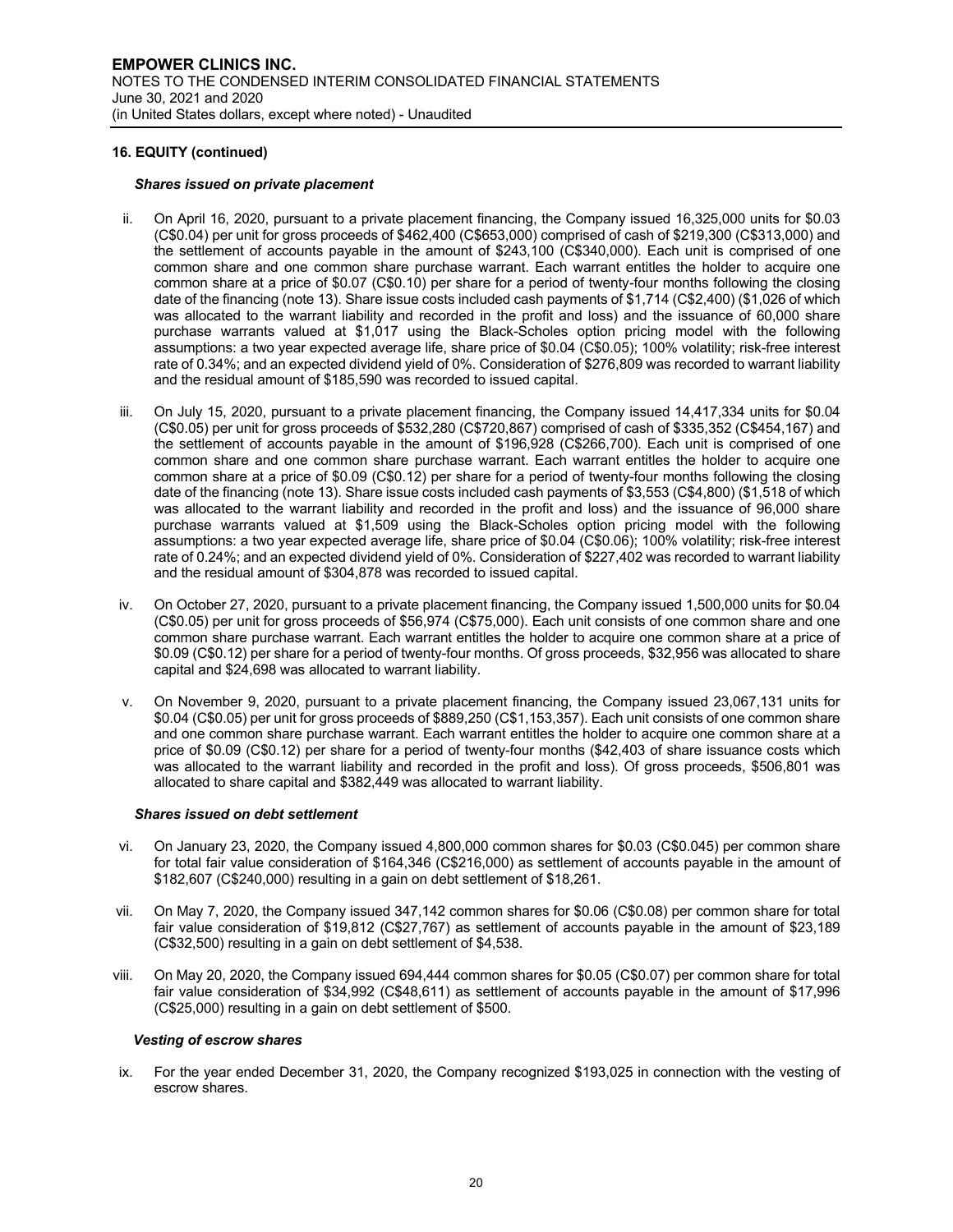## 16. EQUITY (continued)

***Shares issued on private placement***

ii. On April 16, 2020, pursuant to a private placement financing, the Company issued 16,325,000 units for $0.03 (C$0.04) per unit for gross proceeds of $462,400 (C$653,000) comprised of cash of $219,300 (C$313,000) and the settlement of accounts payable in the amount of $243,100 (C$340,000). Each unit is comprised of one common share and one common share purchase warrant. Each warrant entitles the holder to acquire one common share at a price of $0.07 (C$0.10) per share for a period of twenty-four months following the closing date of the financing (note 13). Share issue costs included cash payments of $1,714 (C$2,400) ($1,026 of which was allocated to the warrant liability and recorded in the profit and loss) and the issuance of 60,000 share purchase warrants valued at $1,017 using the Black-Scholes option pricing model with the following assumptions: a two year expected average life, share price of $0.04 (C$0.05); 100% volatility; risk-free interest rate of 0.34%; and an expected dividend yield of 0%. Consideration of $276,809 was recorded to warrant liability and the residual amount of $185,590 was recorded to issued capital.

iii. On July 15, 2020, pursuant to a private placement financing, the Company issued 14,417,334 units for $0.04 (C$0.05) per unit for gross proceeds of $532,280 (C$720,867) comprised of cash of $335,352 (C$454,167) and the settlement of accounts payable in the amount of $196,928 (C$266,700). Each unit is comprised of one common share and one common share purchase warrant. Each warrant entitles the holder to acquire one common share at a price of $0.09 (C$0.12) per share for a period of twenty-four months following the closing date of the financing (note 13). Share issue costs included cash payments of $3,553 (C$4,800) ($1,518 of which was allocated to the warrant liability and recorded in the profit and loss) and the issuance of 96,000 share purchase warrants valued at $1,509 using the Black-Scholes option pricing model with the following assumptions: a two year expected average life, share price of $0.04 (C$0.06); 100% volatility; risk-free interest rate of 0.24%; and an expected dividend yield of 0%. Consideration of $227,402 was recorded to warrant liability and the residual amount of $304,878 was recorded to issued capital.

iv. On October 27, 2020, pursuant to a private placement financing, the Company issued 1,500,000 units for $0.04 (C$0.05) per unit for gross proceeds of $56,974 (C$75,000). Each unit consists of one common share and one common share purchase warrant. Each warrant entitles the holder to acquire one common share at a price of $0.09 (C$0.12) per share for a period of twenty-four months. Of gross proceeds, $32,956 was allocated to share capital and $24,698 was allocated to warrant liability.

v. On November 9, 2020, pursuant to a private placement financing, the Company issued 23,067,131 units for $0.04 (C$0.05) per unit for gross proceeds of $889,250 (C$1,153,357). Each unit consists of one common share and one common share purchase warrant. Each warrant entitles the holder to acquire one common share at a price of $0.09 (C$0.12) per share for a period of twenty-four months ($42,403 of share issuance costs which was allocated to the warrant liability and recorded in the profit and loss). Of gross proceeds, $506,801 was allocated to share capital and $382,449 was allocated to warrant liability.

***Shares issued on debt settlement***

vi. On January 23, 2020, the Company issued 4,800,000 common shares for $0.03 (C$0.045) per common share for total fair value consideration of $164,346 (C$216,000) as settlement of accounts payable in the amount of $182,607 (C$240,000) resulting in a gain on debt settlement of $18,261.

vii. On May 7, 2020, the Company issued 347,142 common shares for $0.06 (C$0.08) per common share for total fair value consideration of $19,812 (C$27,767) as settlement of accounts payable in the amount of $23,189 (C$32,500) resulting in a gain on debt settlement of $4,538.

viii. On May 20, 2020, the Company issued 694,444 common shares for $0.05 (C$0.07) per common share for total fair value consideration of $34,992 (C$48,611) as settlement of accounts payable in the amount of $17,996 (C$25,000) resulting in a gain on debt settlement of $500.

***Vesting of escrow shares***

ix. For the year ended December 31, 2020, the Company recognized $193,025 in connection with the vesting of escrow shares.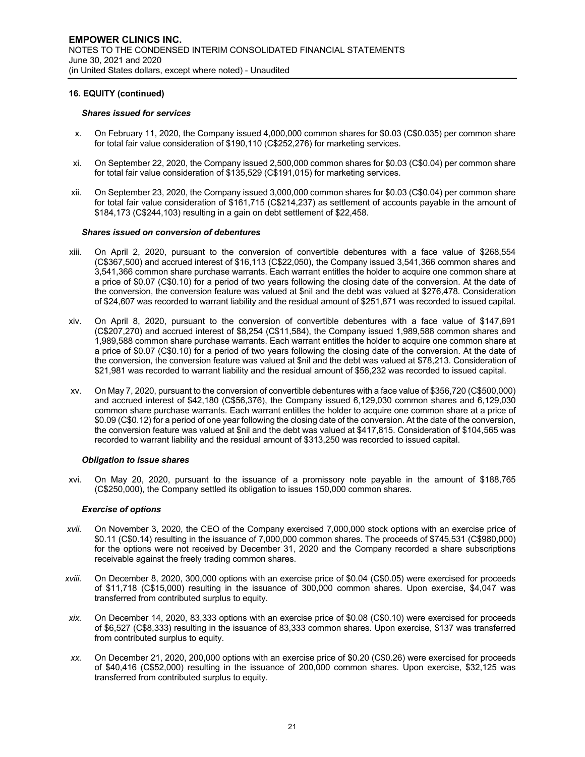**16. EQUITY (continued)**

***Shares issued for services***

x. On February 11, 2020, the Company issued 4,000,000 common shares for $0.03 (C$0.035) per common share for total fair value consideration of $190,110 (C$252,276) for marketing services.

xi. On September 22, 2020, the Company issued 2,500,000 common shares for $0.03 (C$0.04) per common share for total fair value consideration of $135,529 (C$191,015) for marketing services.

xii. On September 23, 2020, the Company issued 3,000,000 common shares for $0.03 (C$0.04) per common share for total fair value consideration of $161,715 (C$214,237) as settlement of accounts payable in the amount of $184,173 (C$244,103) resulting in a gain on debt settlement of $22,458.

***Shares issued on conversion of debentures***

xiii. On April 2, 2020, pursuant to the conversion of convertible debentures with a face value of $268,554 (C$367,500) and accrued interest of $16,113 (C$22,050), the Company issued 3,541,366 common shares and 3,541,366 common share purchase warrants. Each warrant entitles the holder to acquire one common share at a price of $0.07 (C$0.10) for a period of two years following the closing date of the conversion. At the date of the conversion, the conversion feature was valued at $nil and the debt was valued at $276,478. Consideration of $24,607 was recorded to warrant liability and the residual amount of $251,871 was recorded to issued capital.

xiv. On April 8, 2020, pursuant to the conversion of convertible debentures with a face value of $147,691 (C$207,270) and accrued interest of $8,254 (C$11,584), the Company issued 1,989,588 common shares and 1,989,588 common share purchase warrants. Each warrant entitles the holder to acquire one common share at a price of $0.07 (C$0.10) for a period of two years following the closing date of the conversion. At the date of the conversion, the conversion feature was valued at $nil and the debt was valued at $78,213. Consideration of $21,981 was recorded to warrant liability and the residual amount of $56,232 was recorded to issued capital.

xv. On May 7, 2020, pursuant to the conversion of convertible debentures with a face value of $356,720 (C$500,000) and accrued interest of $42,180 (C$56,376), the Company issued 6,129,030 common shares and 6,129,030 common share purchase warrants. Each warrant entitles the holder to acquire one common share at a price of $0.09 (C$0.12) for a period of one year following the closing date of the conversion. At the date of the conversion, the conversion feature was valued at $nil and the debt was valued at $417,815. Consideration of $104,565 was recorded to warrant liability and the residual amount of $313,250 was recorded to issued capital.

***Obligation to issue shares***

xvi. On May 20, 2020, pursuant to the issuance of a promissory note payable in the amount of $188,765 (C$250,000), the Company settled its obligation to issues 150,000 common shares.

***Exercise of options***

*xvii.* On November 3, 2020, the CEO of the Company exercised 7,000,000 stock options with an exercise price of $0.11 (C$0.14) resulting in the issuance of 7,000,000 common shares. The proceeds of $745,531 (C$980,000) for the options were not received by December 31, 2020 and the Company recorded a share subscriptions receivable against the freely trading common shares.

*xviii.* On December 8, 2020, 300,000 options with an exercise price of $0.04 (C$0.05) were exercised for proceeds of $11,718 (C$15,000) resulting in the issuance of 300,000 common shares. Upon exercise, $4,047 was transferred from contributed surplus to equity.

*xix.* On December 14, 2020, 83,333 options with an exercise price of $0.08 (C$0.10) were exercised for proceeds of $6,527 (C$8,333) resulting in the issuance of 83,333 common shares. Upon exercise, $137 was transferred from contributed surplus to equity.

*xx.* On December 21, 2020, 200,000 options with an exercise price of $0.20 (C$0.26) were exercised for proceeds of $40,416 (C$52,000) resulting in the issuance of 200,000 common shares. Upon exercise, $32,125 was transferred from contributed surplus to equity.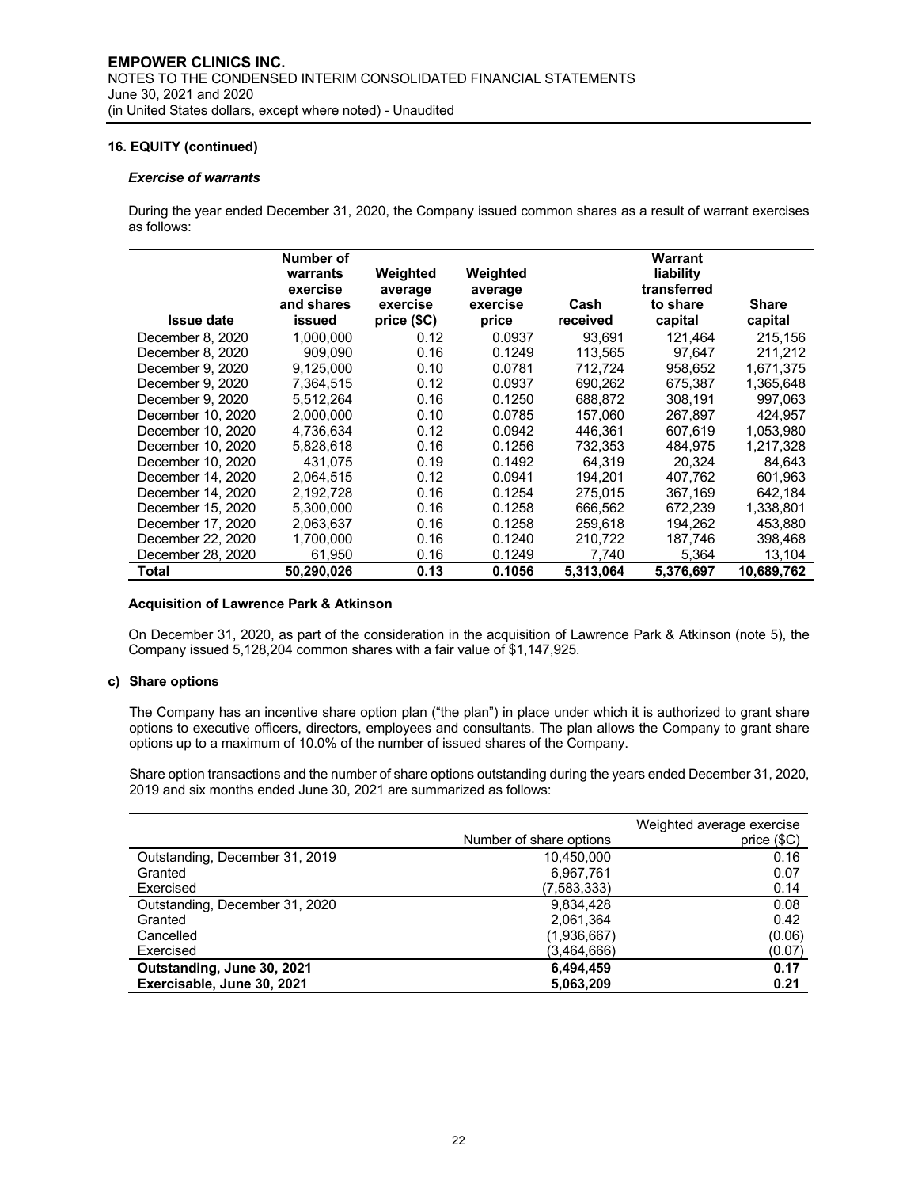**16. EQUITY (continued)**

***Exercise of warrants***

During the year ended December 31, 2020, the Company issued common shares as a result of warrant exercises as follows:

| Issue date | Number of warrants exercise and shares issued | Weighted average exercise price ($C) | Weighted average exercise price | Cash received | Warrant liability transferred to share capital | Share capital |
|---|---|---|---|---|---|---|
| December 8, 2020 | 1,000,000 | 0.12 | 0.0937 | 93,691 | 121,464 | 215,156 |
| December 8, 2020 | 909,090 | 0.16 | 0.1249 | 113,565 | 97,647 | 211,212 |
| December 9, 2020 | 9,125,000 | 0.10 | 0.0781 | 712,724 | 958,652 | 1,671,375 |
| December 9, 2020 | 7,364,515 | 0.12 | 0.0937 | 690,262 | 675,387 | 1,365,648 |
| December 9, 2020 | 5,512,264 | 0.16 | 0.1250 | 688,872 | 308,191 | 997,063 |
| December 10, 2020 | 2,000,000 | 0.10 | 0.0785 | 157,060 | 267,897 | 424,957 |
| December 10, 2020 | 4,736,634 | 0.12 | 0.0942 | 446,361 | 607,619 | 1,053,980 |
| December 10, 2020 | 5,828,618 | 0.16 | 0.1256 | 732,353 | 484,975 | 1,217,328 |
| December 10, 2020 | 431,075 | 0.19 | 0.1492 | 64,319 | 20,324 | 84,643 |
| December 14, 2020 | 2,064,515 | 0.12 | 0.0941 | 194,201 | 407,762 | 601,963 |
| December 14, 2020 | 2,192,728 | 0.16 | 0.1254 | 275,015 | 367,169 | 642,184 |
| December 15, 2020 | 5,300,000 | 0.16 | 0.1258 | 666,562 | 672,239 | 1,338,801 |
| December 17, 2020 | 2,063,637 | 0.16 | 0.1258 | 259,618 | 194,262 | 453,880 |
| December 22, 2020 | 1,700,000 | 0.16 | 0.1240 | 210,722 | 187,746 | 398,468 |
| December 28, 2020 | 61,950 | 0.16 | 0.1249 | 7,740 | 5,364 | 13,104 |
| **Total** | **50,290,026** | **0.13** | **0.1056** | **5,313,064** | **5,376,697** | **10,689,762** |

**Acquisition of Lawrence Park & Atkinson**

On December 31, 2020, as part of the consideration in the acquisition of Lawrence Park & Atkinson (note 5), the Company issued 5,128,204 common shares with a fair value of $1,147,925.

**c) Share options**

The Company has an incentive share option plan ("the plan") in place under which it is authorized to grant share options to executive officers, directors, employees and consultants. The plan allows the Company to grant share options up to a maximum of 10.0% of the number of issued shares of the Company.

Share option transactions and the number of share options outstanding during the years ended December 31, 2020, 2019 and six months ended June 30, 2021 are summarized as follows:

| | Number of share options | Weighted average exercise price ($C) |
|---|---|---|
| Outstanding, December 31, 2019 | 10,450,000 | 0.16 |
| Granted | 6,967,761 | 0.07 |
| Exercised | (7,583,333) | 0.14 |
| Outstanding, December 31, 2020 | 9,834,428 | 0.08 |
| Granted | 2,061,364 | 0.42 |
| Cancelled | (1,936,667) | (0.06) |
| Exercised | (3,464,666) | (0.07) |
| **Outstanding, June 30, 2021** | **6,494,459** | **0.17** |
| **Exercisable, June 30, 2021** | **5,063,209** | **0.21** |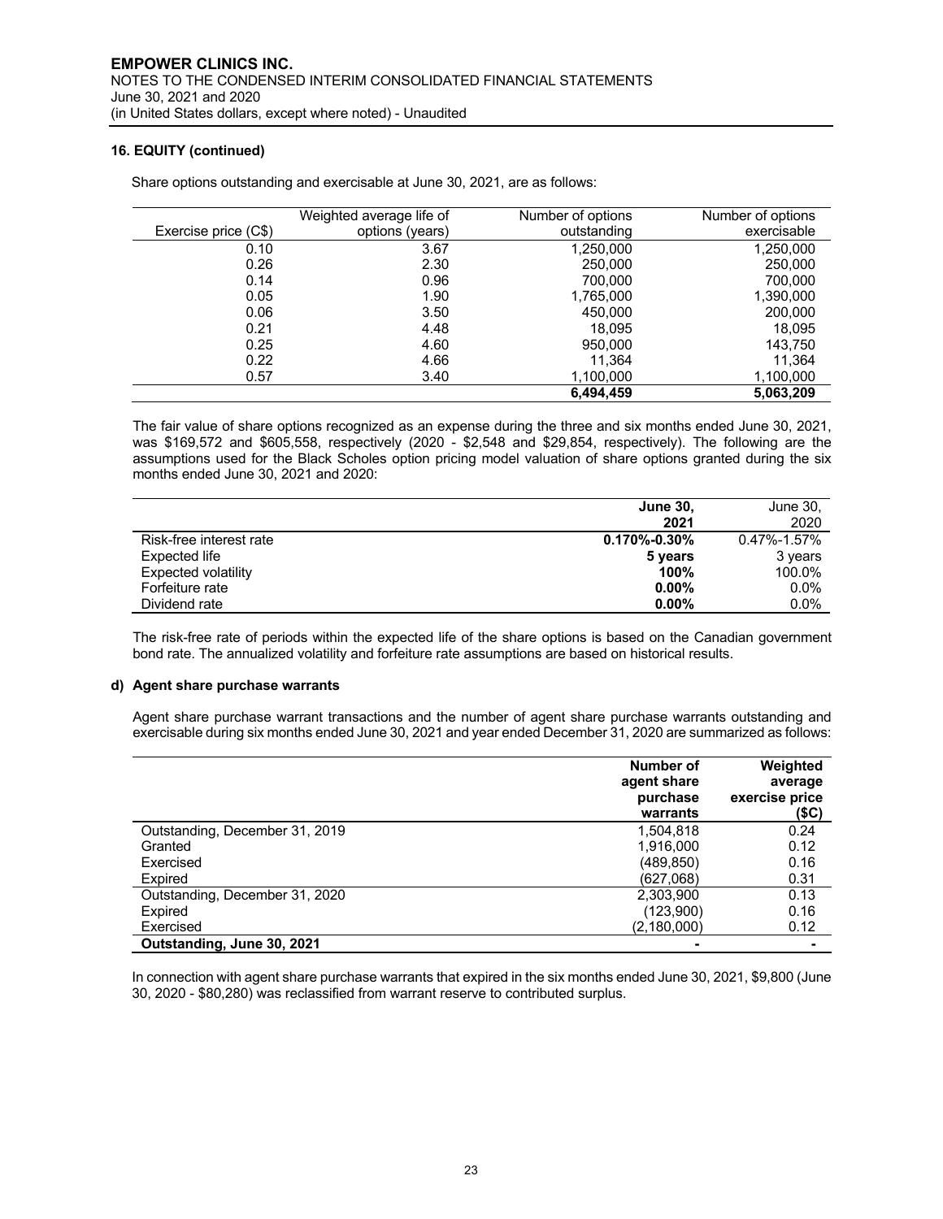## 16. EQUITY (continued)

Share options outstanding and exercisable at June 30, 2021, are as follows:

| Exercise price (C$) | Weighted average life of options (years) | Number of options outstanding | Number of options exercisable |
|---|---|---|---|
| 0.10 | 3.67 | 1,250,000 | 1,250,000 |
| 0.26 | 2.30 | 250,000 | 250,000 |
| 0.14 | 0.96 | 700,000 | 700,000 |
| 0.05 | 1.90 | 1,765,000 | 1,390,000 |
| 0.06 | 3.50 | 450,000 | 200,000 |
| 0.21 | 4.48 | 18,095 | 18,095 |
| 0.25 | 4.60 | 950,000 | 143,750 |
| 0.22 | 4.66 | 11,364 | 11,364 |
| 0.57 | 3.40 | 1,100,000 | 1,100,000 |
| | | **6,494,459** | **5,063,209** |

The fair value of share options recognized as an expense during the three and six months ended June 30, 2021, was $169,572 and $605,558, respectively (2020 - $2,548 and $29,854, respectively). The following are the assumptions used for the Black Scholes option pricing model valuation of share options granted during the six months ended June 30, 2021 and 2020:

| | **June 30, 2021** | June 30, 2020 |
|---|---|---|
| Risk-free interest rate | **0.170%-0.30%** | 0.47%-1.57% |
| Expected life | **5 years** | 3 years |
| Expected volatility | **100%** | 100.0% |
| Forfeiture rate | **0.00%** | 0.0% |
| Dividend rate | **0.00%** | 0.0% |

The risk-free rate of periods within the expected life of the share options is based on the Canadian government bond rate. The annualized volatility and forfeiture rate assumptions are based on historical results.

### d) Agent share purchase warrants

Agent share purchase warrant transactions and the number of agent share purchase warrants outstanding and exercisable during six months ended June 30, 2021 and year ended December 31, 2020 are summarized as follows:

| | **Number of agent share purchase warrants** | **Weighted average exercise price ($C)** |
|---|---|---|
| Outstanding, December 31, 2019 | 1,504,818 | 0.24 |
| Granted | 1,916,000 | 0.12 |
| Exercised | (489,850) | 0.16 |
| Expired | (627,068) | 0.31 |
| Outstanding, December 31, 2020 | 2,303,900 | 0.13 |
| Expired | (123,900) | 0.16 |
| Exercised | (2,180,000) | 0.12 |
| **Outstanding, June 30, 2021** | **-** | **-** |

In connection with agent share purchase warrants that expired in the six months ended June 30, 2021, $9,800 (June 30, 2020 - $80,280) was reclassified from warrant reserve to contributed surplus.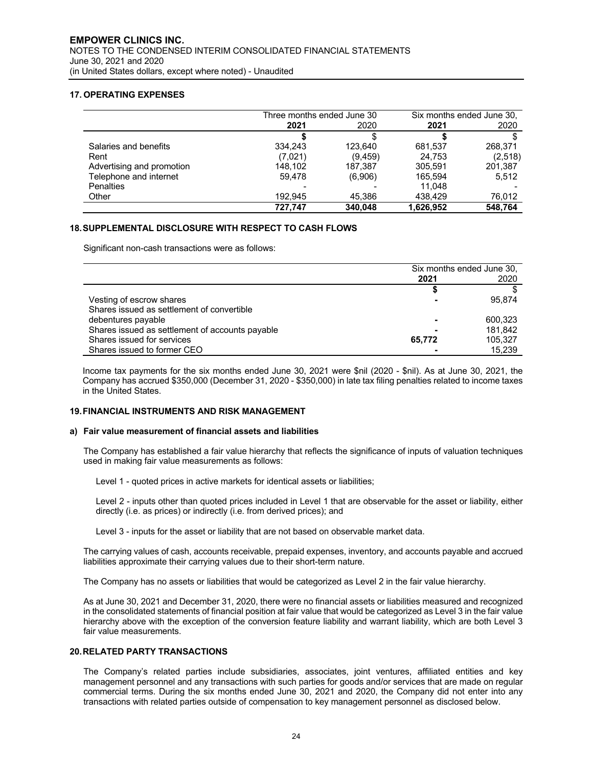## 17. OPERATING EXPENSES

| | Three months ended June 30 | | Six months ended June 30, | |
|---|---|---|---|---|
| | **2021** | 2020 | **2021** | 2020 |
| | **$** | $ | **$** | $ |
| Salaries and benefits | 334,243 | 123,640 | 681,537 | 268,371 |
| Rent | (7,021) | (9,459) | 24,753 | (2,518) |
| Advertising and promotion | 148,102 | 187,387 | 305,591 | 201,387 |
| Telephone and internet | 59,478 | (6,906) | 165,594 | 5,512 |
| Penalties | - | - | 11,048 | - |
| Other | 192,945 | 45,386 | 438,429 | 76,012 |
| | **727,747** | **340,048** | **1,626,952** | **548,764** |

## 18. SUPPLEMENTAL DISCLOSURE WITH RESPECT TO CASH FLOWS

Significant non-cash transactions were as follows:

| | Six months ended June 30, | |
|---|---|---|
| | **2021** | 2020 |
| | **$** | $ |
| Vesting of escrow shares | **-** | 95,874 |
| Shares issued as settlement of convertible debentures payable | **-** | 600,323 |
| Shares issued as settlement of accounts payable | **-** | 181,842 |
| Shares issued for services | **65,772** | 105,327 |
| Shares issued to former CEO | **-** | 15,239 |

Income tax payments for the six months ended June 30, 2021 were $nil (2020 - $nil). As at June 30, 2021, the Company has accrued $350,000 (December 31, 2020 - $350,000) in late tax filing penalties related to income taxes in the United States.

## 19. FINANCIAL INSTRUMENTS AND RISK MANAGEMENT

### a) Fair value measurement of financial assets and liabilities

The Company has established a fair value hierarchy that reflects the significance of inputs of valuation techniques used in making fair value measurements as follows:

Level 1 - quoted prices in active markets for identical assets or liabilities;

Level 2 - inputs other than quoted prices included in Level 1 that are observable for the asset or liability, either directly (i.e. as prices) or indirectly (i.e. from derived prices); and

Level 3 - inputs for the asset or liability that are not based on observable market data.

The carrying values of cash, accounts receivable, prepaid expenses, inventory, and accounts payable and accrued liabilities approximate their carrying values due to their short-term nature.

The Company has no assets or liabilities that would be categorized as Level 2 in the fair value hierarchy.

As at June 30, 2021 and December 31, 2020, there were no financial assets or liabilities measured and recognized in the consolidated statements of financial position at fair value that would be categorized as Level 3 in the fair value hierarchy above with the exception of the conversion feature liability and warrant liability, which are both Level 3 fair value measurements.

## 20. RELATED PARTY TRANSACTIONS

The Company's related parties include subsidiaries, associates, joint ventures, affiliated entities and key management personnel and any transactions with such parties for goods and/or services that are made on regular commercial terms. During the six months ended June 30, 2021 and 2020, the Company did not enter into any transactions with related parties outside of compensation to key management personnel as disclosed below.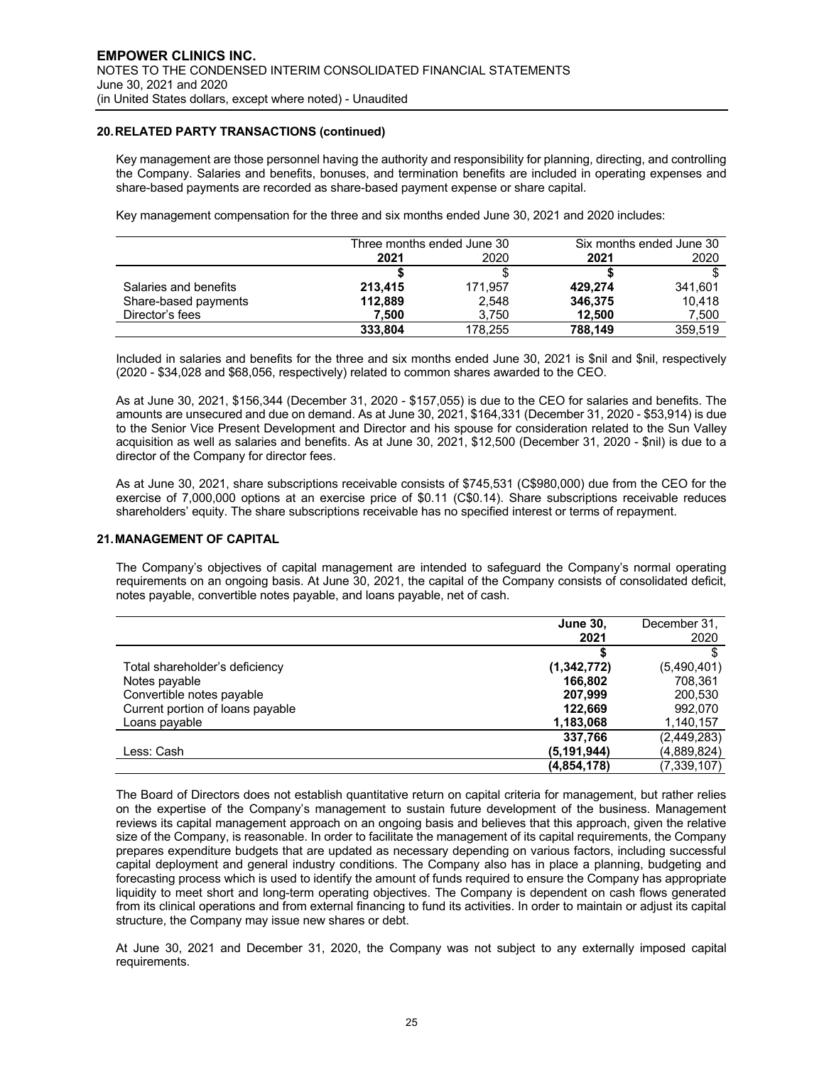## 20. RELATED PARTY TRANSACTIONS (continued)

Key management are those personnel having the authority and responsibility for planning, directing, and controlling the Company. Salaries and benefits, bonuses, and termination benefits are included in operating expenses and share-based payments are recorded as share-based payment expense or share capital.

Key management compensation for the three and six months ended June 30, 2021 and 2020 includes:

| | Three months ended June 30 | | Six months ended June 30 | |
|---|---|---|---|---|
| | **2021** | 2020 | **2021** | 2020 |
| | **$** | $ | **$** | $ |
| Salaries and benefits | **213,415** | 171,957 | **429,274** | 341,601 |
| Share-based payments | **112,889** | 2,548 | **346,375** | 10,418 |
| Director's fees | **7,500** | 3,750 | **12,500** | 7,500 |
| | **333,804** | 178,255 | **788,149** | 359,519 |

Included in salaries and benefits for the three and six months ended June 30, 2021 is $nil and $nil, respectively (2020 - $34,028 and $68,056, respectively) related to common shares awarded to the CEO.

As at June 30, 2021, $156,344 (December 31, 2020 - $157,055) is due to the CEO for salaries and benefits. The amounts are unsecured and due on demand. As at June 30, 2021, $164,331 (December 31, 2020 - $53,914) is due to the Senior Vice Present Development and Director and his spouse for consideration related to the Sun Valley acquisition as well as salaries and benefits. As at June 30, 2021, $12,500 (December 31, 2020 - $nil) is due to a director of the Company for director fees.

As at June 30, 2021, share subscriptions receivable consists of $745,531 (C$980,000) due from the CEO for the exercise of 7,000,000 options at an exercise price of $0.11 (C$0.14). Share subscriptions receivable reduces shareholders' equity. The share subscriptions receivable has no specified interest or terms of repayment.

## 21. MANAGEMENT OF CAPITAL

The Company's objectives of capital management are intended to safeguard the Company's normal operating requirements on an ongoing basis. At June 30, 2021, the capital of the Company consists of consolidated deficit, notes payable, convertible notes payable, and loans payable, net of cash.

| | **June 30, 2021** | December 31, 2020 |
|---|---|---|
| | **$** | $ |
| Total shareholder's deficiency | **(1,342,772)** | (5,490,401) |
| Notes payable | **166,802** | 708,361 |
| Convertible notes payable | **207,999** | 200,530 |
| Current portion of loans payable | **122,669** | 992,070 |
| Loans payable | **1,183,068** | 1,140,157 |
| | **337,766** | (2,449,283) |
| Less: Cash | **(5,191,944)** | (4,889,824) |
| | **(4,854,178)** | (7,339,107) |

The Board of Directors does not establish quantitative return on capital criteria for management, but rather relies on the expertise of the Company's management to sustain future development of the business. Management reviews its capital management approach on an ongoing basis and believes that this approach, given the relative size of the Company, is reasonable. In order to facilitate the management of its capital requirements, the Company prepares expenditure budgets that are updated as necessary depending on various factors, including successful capital deployment and general industry conditions. The Company also has in place a planning, budgeting and forecasting process which is used to identify the amount of funds required to ensure the Company has appropriate liquidity to meet short and long-term operating objectives. The Company is dependent on cash flows generated from its clinical operations and from external financing to fund its activities. In order to maintain or adjust its capital structure, the Company may issue new shares or debt.

At June 30, 2021 and December 31, 2020, the Company was not subject to any externally imposed capital requirements.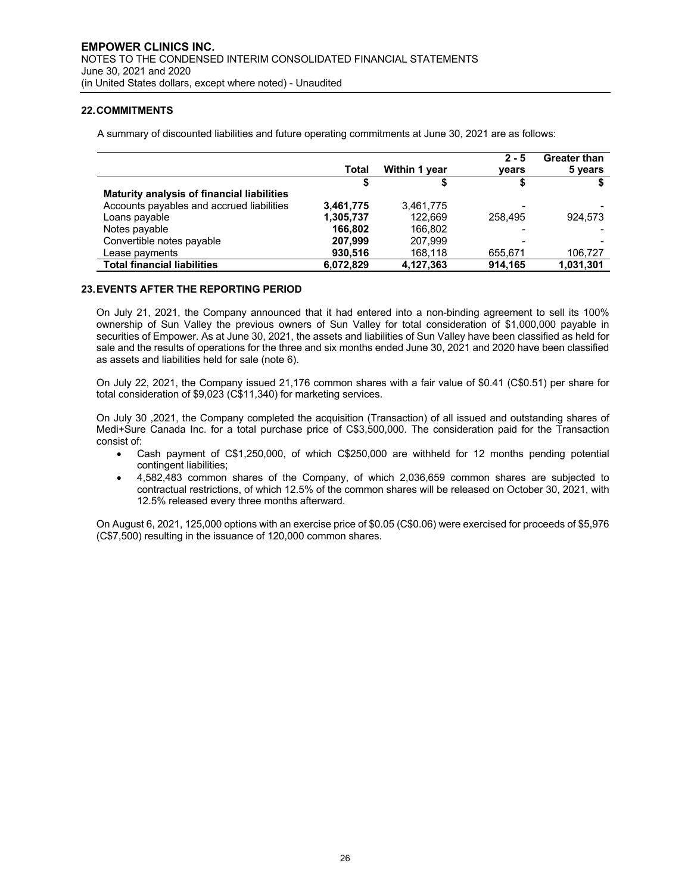## 22. COMMITMENTS

A summary of discounted liabilities and future operating commitments at June 30, 2021 are as follows:

| | Total | Within 1 year | 2 - 5 years | Greater than 5 years |
|---|---|---|---|---|
| | $ | $ | $ | $ |
| **Maturity analysis of financial liabilities** | | | | |
| Accounts payables and accrued liabilities | **3,461,775** | 3,461,775 | - | - |
| Loans payable | **1,305,737** | 122,669 | 258,495 | 924,573 |
| Notes payable | **166,802** | 166,802 | - | - |
| Convertible notes payable | **207,999** | 207,999 | - | - |
| Lease payments | **930,516** | 168,118 | 655,671 | 106,727 |
| **Total financial liabilities** | **6,072,829** | **4,127,363** | **914,165** | **1,031,301** |

## 23. EVENTS AFTER THE REPORTING PERIOD

On July 21, 2021, the Company announced that it had entered into a non-binding agreement to sell its 100% ownership of Sun Valley the previous owners of Sun Valley for total consideration of $1,000,000 payable in securities of Empower. As at June 30, 2021, the assets and liabilities of Sun Valley have been classified as held for sale and the results of operations for the three and six months ended June 30, 2021 and 2020 have been classified as assets and liabilities held for sale (note 6).

On July 22, 2021, the Company issued 21,176 common shares with a fair value of $0.41 (C$0.51) per share for total consideration of $9,023 (C$11,340) for marketing services.

On July 30 ,2021, the Company completed the acquisition (Transaction) of all issued and outstanding shares of Medi+Sure Canada Inc. for a total purchase price of C$3,500,000. The consideration paid for the Transaction consist of:

- Cash payment of C$1,250,000, of which C$250,000 are withheld for 12 months pending potential contingent liabilities;
- 4,582,483 common shares of the Company, of which 2,036,659 common shares are subjected to contractual restrictions, of which 12.5% of the common shares will be released on October 30, 2021, with 12.5% released every three months afterward.

On August 6, 2021, 125,000 options with an exercise price of $0.05 (C$0.06) were exercised for proceeds of $5,976 (C$7,500) resulting in the issuance of 120,000 common shares.